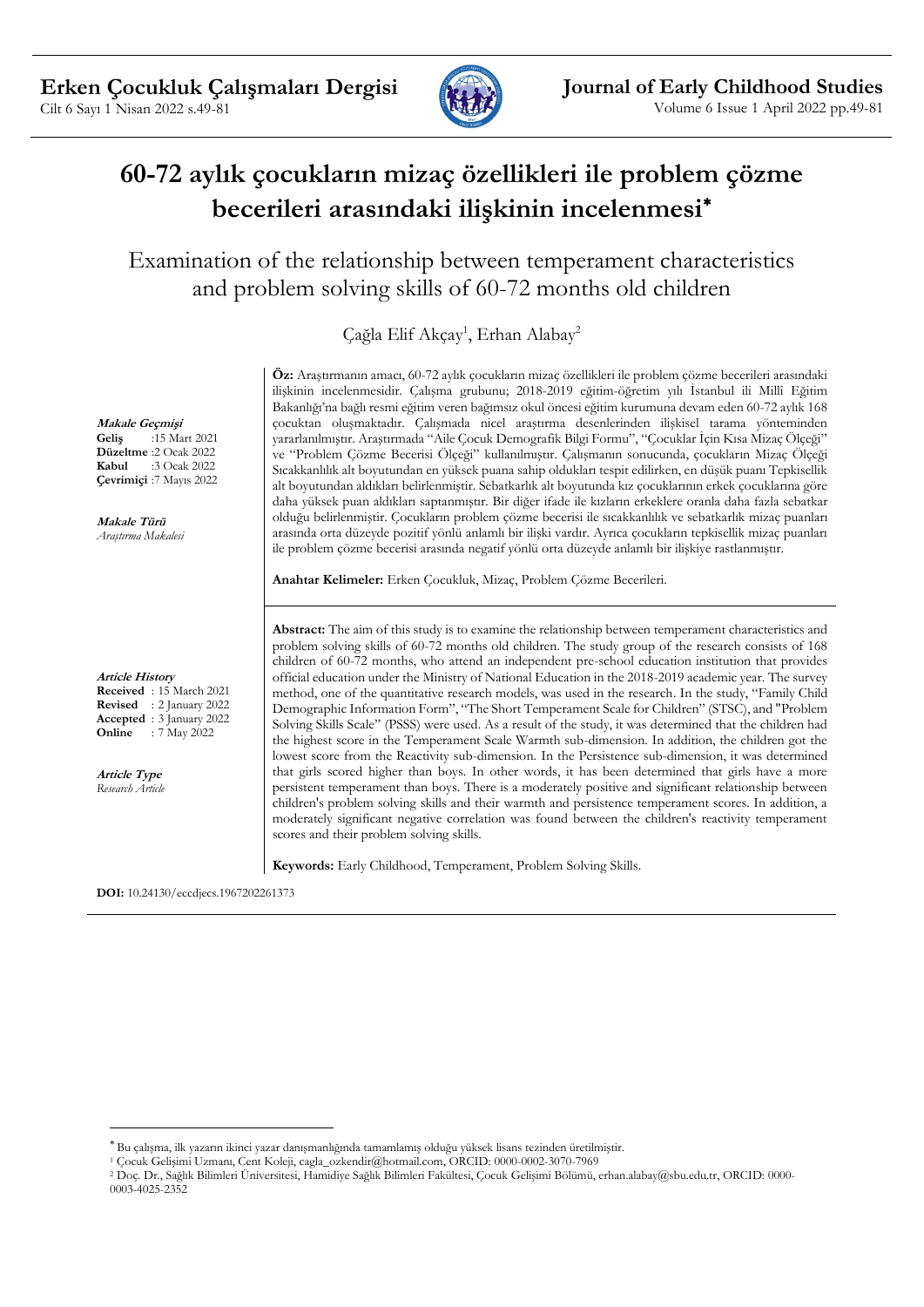# 60-72 aylık çocukların mizaç özellikleri ile problem çözme becerileri arasındaki ilişkinin incelenmesi*

## Examination of the relationship between temperament characteristics and problem solving skills of 60-72 months old children

Çağla Elif Akçay[1], Erhan Alabay[2]

***Makale Geçmişi***
**Geliş** :15 Mart 2021
**Düzeltme** :2 Ocak 2022
**Kabul** :3 Ocak 2022
**Çevrimiçi** :7 Mayıs 2022

***Makale Türü***
*Araştırma Makalesi*

**Öz:** Araştırmanın amacı, 60-72 aylık çocukların mizaç özellikleri ile problem çözme becerileri arasındaki ilişkinin incelenmesidir. Çalışma grubunu; 2018-2019 eğitim-öğretim yılı İstanbul ili Millî Eğitim Bakanlığı'na bağlı resmi eğitim veren bağımsız okul öncesi eğitim kurumuna devam eden 60-72 aylık 168 çocuktan oluşmaktadır. Çalışmada nicel araştırma desenlerinden ilişkisel tarama yönteminden yararlanılmıştır. Araştırmada "Aile Çocuk Demografik Bilgi Formu", "Çocuklar İçin Kısa Mizaç Ölçeği" ve "Problem Çözme Becerisi Ölçeği" kullanılmıştır. Çalışmanın sonucunda, çocukların Mizaç Ölçeği Sıcakkanlılık alt boyutundan en yüksek puana sahip oldukları tespit edilirken, en düşük puanı Tepkisellik alt boyutundan aldıkları belirlenmiştir. Sebatkarlık alt boyutunda kız çocuklarının erkek çocuklarına göre daha yüksek puan aldıkları saptanmıştır. Bir diğer ifade ile kızların erkeklere oranla daha fazla sebatkar olduğu belirlenmiştir. Çocukların problem çözme becerisi ile sıcakkanlılık ve sebatkarlık mizaç puanları arasında orta düzeyde pozitif yönlü anlamlı bir ilişki vardır. Ayrıca çocukların tepkisellik mizaç puanları ile problem çözme becerisi arasında negatif yönlü orta düzeyde anlamlı bir ilişkiye rastlanmıştır.

**Anahtar Kelimeler:** Erken Çocukluk, Mizaç, Problem Çözme Becerileri.

***Article History***
**Received** : 15 March 2021
**Revised** : 2 January 2022
**Accepted** : 3 January 2022
**Online** : 7 May 2022

***Article Type***
*Research Article*

**Abstract:** The aim of this study is to examine the relationship between temperament characteristics and problem solving skills of 60-72 months old children. The study group of the research consists of 168 children of 60-72 months, who attend an independent pre-school education institution that provides official education under the Ministry of National Education in the 2018-2019 academic year. The survey method, one of the quantitative research models, was used in the research. In the study, "Family Child Demographic Information Form", "The Short Temperament Scale for Children" (STSC), and "Problem Solving Skills Scale" (PSSS) were used. As a result of the study, it was determined that the children had the highest score in the Temperament Scale Warmth sub-dimension. In addition, the children got the lowest score from the Reactivity sub-dimension. In the Persistence sub-dimension, it was determined that girls scored higher than boys. In other words, it has been determined that girls have a more persistent temperament than boys. There is a moderately positive and significant relationship between children's problem solving skills and their warmth and persistence temperament scores. In addition, a moderately significant negative correlation was found between the children's reactivity temperament scores and their problem solving skills.

**Keywords:** Early Childhood, Temperament, Problem Solving Skills.

**DOI:** 10.24130/eccdjecs.1967202261373

---

* Bu çalışma, ilk yazarın ikinci yazar danışmanlığında tamamlamış olduğu yüksek lisans tezinden üretilmiştir.

[1] Çocuk Gelişimi Uzmanı, Cent Koleji, cagla_ozkendir@hotmail.com, ORCID: 0000-0002-3070-7969

[2] Doç. Dr., Sağlık Bilimleri Üniversitesi, Hamidiye Sağlık Bilimleri Fakültesi, Çocuk Gelişimi Bölümü, erhan.alabay@sbu.edu.tr, ORCID: 0000-0003-4025-2352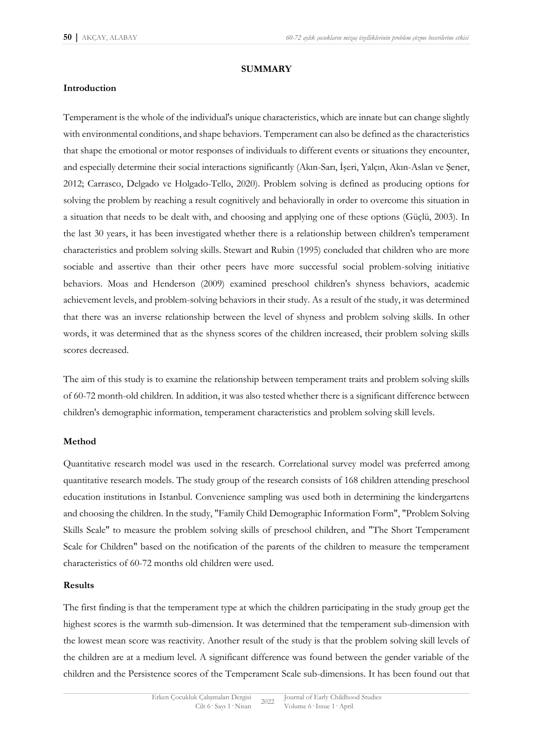## SUMMARY

### Introduction

Temperament is the whole of the individual's unique characteristics, which are innate but can change slightly with environmental conditions, and shape behaviors. Temperament can also be defined as the characteristics that shape the emotional or motor responses of individuals to different events or situations they encounter, and especially determine their social interactions significantly (Akın-Sarı, İşeri, Yalçın, Akın-Aslan ve Şener, 2012; Carrasco, Delgado ve Holgado-Tello, 2020). Problem solving is defined as producing options for solving the problem by reaching a result cognitively and behaviorally in order to overcome this situation in a situation that needs to be dealt with, and choosing and applying one of these options (Güçlü, 2003). In the last 30 years, it has been investigated whether there is a relationship between children's temperament characteristics and problem solving skills. Stewart and Rubin (1995) concluded that children who are more sociable and assertive than their other peers have more successful social problem-solving initiative behaviors. Moas and Henderson (2009) examined preschool children's shyness behaviors, academic achievement levels, and problem-solving behaviors in their study. As a result of the study, it was determined that there was an inverse relationship between the level of shyness and problem solving skills. In other words, it was determined that as the shyness scores of the children increased, their problem solving skills scores decreased.

The aim of this study is to examine the relationship between temperament traits and problem solving skills of 60-72 month-old children. In addition, it was also tested whether there is a significant difference between children's demographic information, temperament characteristics and problem solving skill levels.

### Method

Quantitative research model was used in the research. Correlational survey model was preferred among quantitative research models. The study group of the research consists of 168 children attending preschool education institutions in Istanbul. Convenience sampling was used both in determining the kindergartens and choosing the children. In the study, "Family Child Demographic Information Form", "Problem Solving Skills Scale" to measure the problem solving skills of preschool children, and "The Short Temperament Scale for Children" based on the notification of the parents of the children to measure the temperament characteristics of 60-72 months old children were used.

### Results

The first finding is that the temperament type at which the children participating in the study group get the highest scores is the warmth sub-dimension. It was determined that the temperament sub-dimension with the lowest mean score was reactivity. Another result of the study is that the problem solving skill levels of the children are at a medium level. A significant difference was found between the gender variable of the children and the Persistence scores of the Temperament Scale sub-dimensions. It has been found out that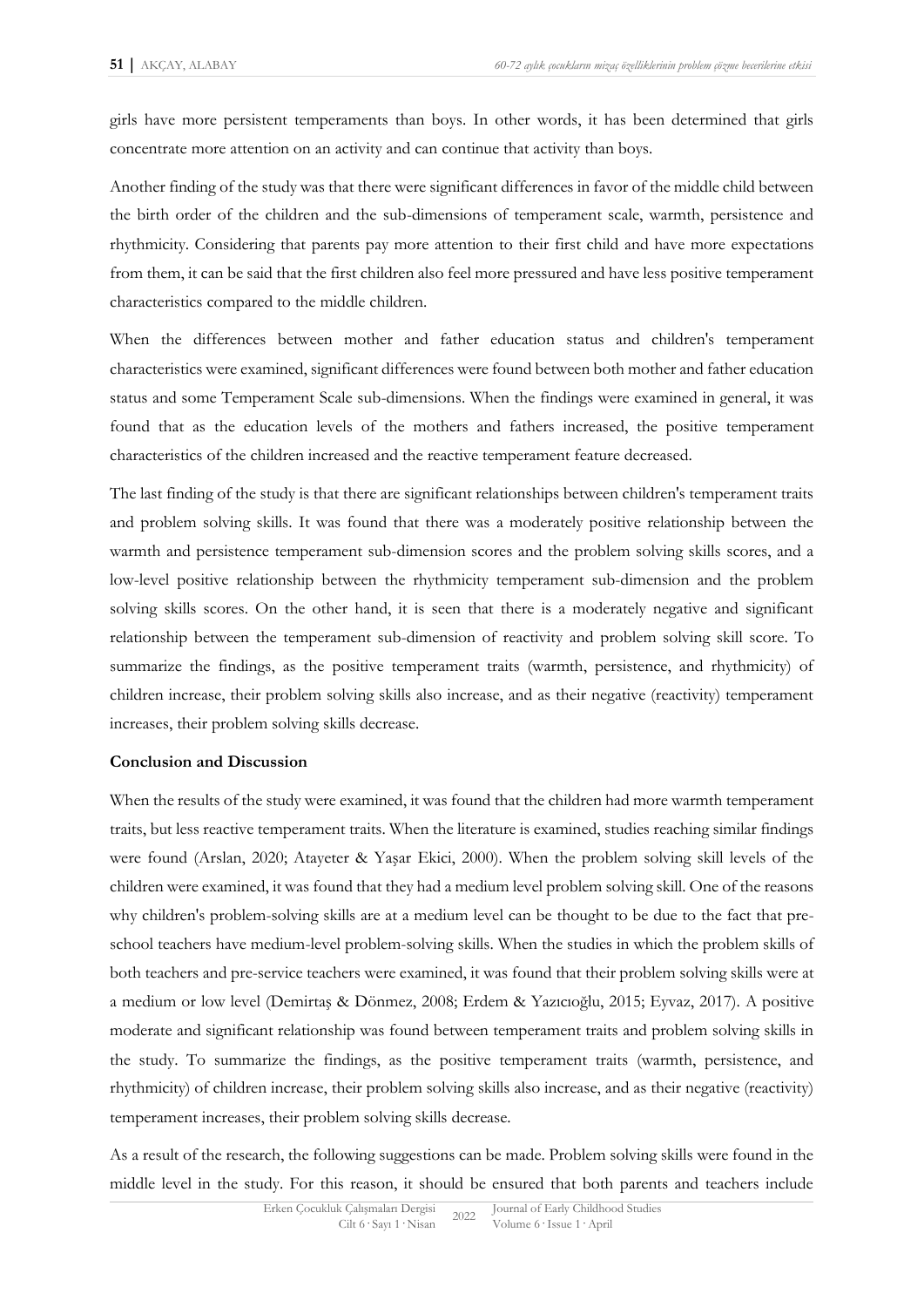girls have more persistent temperaments than boys. In other words, it has been determined that girls concentrate more attention on an activity and can continue that activity than boys.

Another finding of the study was that there were significant differences in favor of the middle child between the birth order of the children and the sub-dimensions of temperament scale, warmth, persistence and rhythmicity. Considering that parents pay more attention to their first child and have more expectations from them, it can be said that the first children also feel more pressured and have less positive temperament characteristics compared to the middle children.

When the differences between mother and father education status and children's temperament characteristics were examined, significant differences were found between both mother and father education status and some Temperament Scale sub-dimensions. When the findings were examined in general, it was found that as the education levels of the mothers and fathers increased, the positive temperament characteristics of the children increased and the reactive temperament feature decreased.

The last finding of the study is that there are significant relationships between children's temperament traits and problem solving skills. It was found that there was a moderately positive relationship between the warmth and persistence temperament sub-dimension scores and the problem solving skills scores, and a low-level positive relationship between the rhythmicity temperament sub-dimension and the problem solving skills scores. On the other hand, it is seen that there is a moderately negative and significant relationship between the temperament sub-dimension of reactivity and problem solving skill score. To summarize the findings, as the positive temperament traits (warmth, persistence, and rhythmicity) of children increase, their problem solving skills also increase, and as their negative (reactivity) temperament increases, their problem solving skills decrease.

**Conclusion and Discussion**

When the results of the study were examined, it was found that the children had more warmth temperament traits, but less reactive temperament traits. When the literature is examined, studies reaching similar findings were found (Arslan, 2020; Atayeter & Yaşar Ekici, 2000). When the problem solving skill levels of the children were examined, it was found that they had a medium level problem solving skill. One of the reasons why children's problem-solving skills are at a medium level can be thought to be due to the fact that pre-school teachers have medium-level problem-solving skills. When the studies in which the problem skills of both teachers and pre-service teachers were examined, it was found that their problem solving skills were at a medium or low level (Demirtaş & Dönmez, 2008; Erdem & Yazıcıoğlu, 2015; Eyvaz, 2017). A positive moderate and significant relationship was found between temperament traits and problem solving skills in the study. To summarize the findings, as the positive temperament traits (warmth, persistence, and rhythmicity) of children increase, their problem solving skills also increase, and as their negative (reactivity) temperament increases, their problem solving skills decrease.

As a result of the research, the following suggestions can be made. Problem solving skills were found in the middle level in the study. For this reason, it should be ensured that both parents and teachers include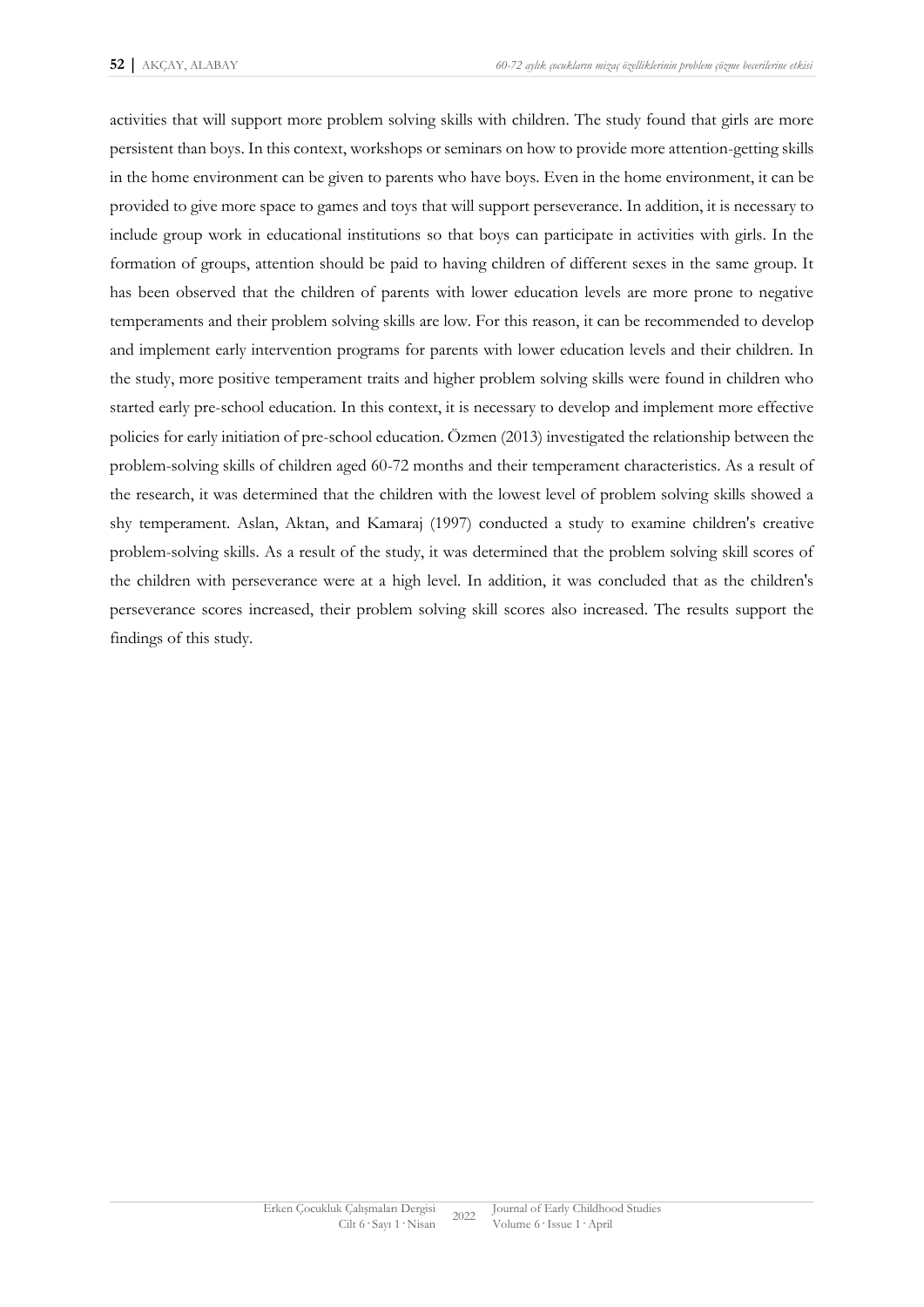activities that will support more problem solving skills with children. The study found that girls are more persistent than boys. In this context, workshops or seminars on how to provide more attention-getting skills in the home environment can be given to parents who have boys. Even in the home environment, it can be provided to give more space to games and toys that will support perseverance. In addition, it is necessary to include group work in educational institutions so that boys can participate in activities with girls. In the formation of groups, attention should be paid to having children of different sexes in the same group. It has been observed that the children of parents with lower education levels are more prone to negative temperaments and their problem solving skills are low. For this reason, it can be recommended to develop and implement early intervention programs for parents with lower education levels and their children. In the study, more positive temperament traits and higher problem solving skills were found in children who started early pre-school education. In this context, it is necessary to develop and implement more effective policies for early initiation of pre-school education. Özmen (2013) investigated the relationship between the problem-solving skills of children aged 60-72 months and their temperament characteristics. As a result of the research, it was determined that the children with the lowest level of problem solving skills showed a shy temperament. Aslan, Aktan, and Kamaraj (1997) conducted a study to examine children's creative problem-solving skills. As a result of the study, it was determined that the problem solving skill scores of the children with perseverance were at a high level. In addition, it was concluded that as the children's perseverance scores increased, their problem solving skill scores also increased. The results support the findings of this study.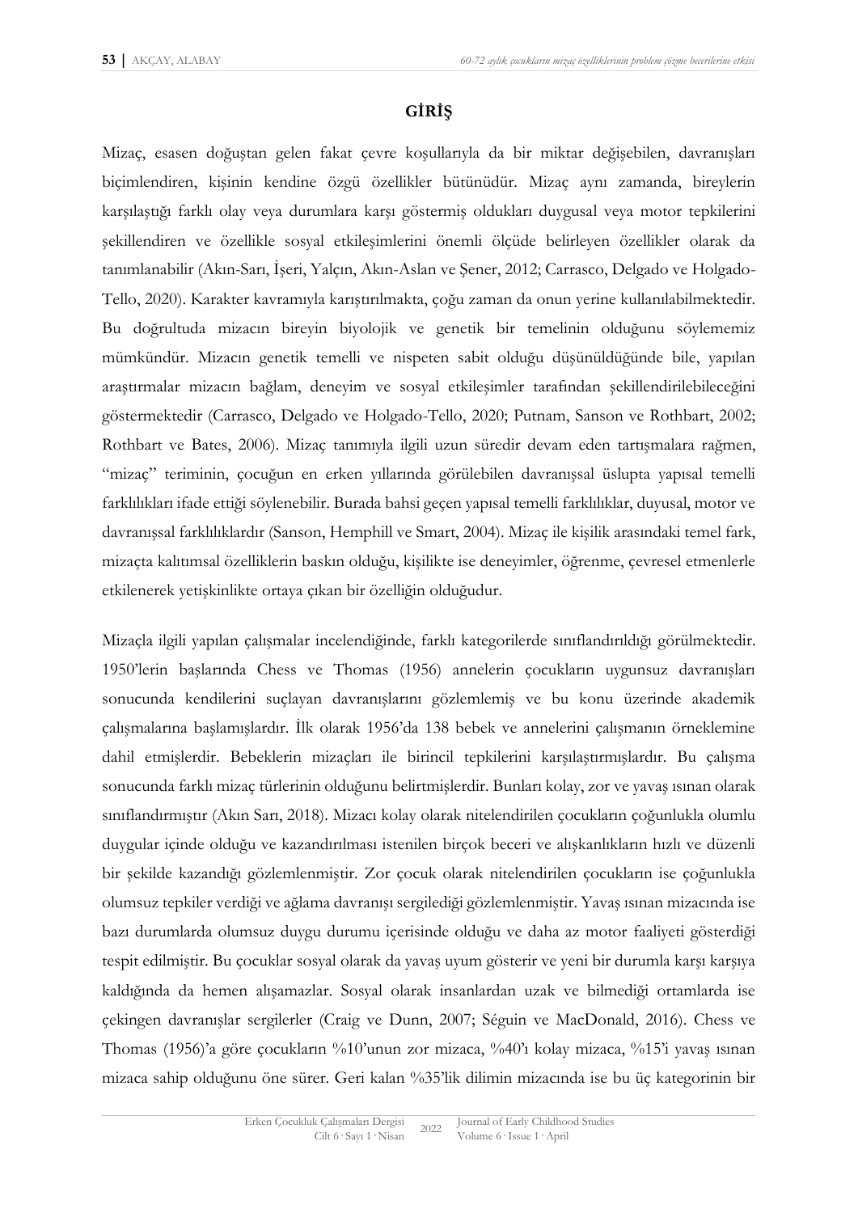## GİRİŞ

Mizaç, esasen doğuştan gelen fakat çevre koşullarıyla da bir miktar değişebilen, davranışları biçimlendiren, kişinin kendine özgü özellikler bütünüdür. Mizaç aynı zamanda, bireylerin karşılaştığı farklı olay veya durumlara karşı göstermiş oldukları duygusal veya motor tepkilerini şekillendiren ve özellikle sosyal etkileşimlerini önemli ölçüde belirleyen özellikler olarak da tanımlanabilir (Akın-Sarı, İşeri, Yalçın, Akın-Aslan ve Şener, 2012; Carrasco, Delgado ve Holgado-Tello, 2020). Karakter kavramıyla karıştırılmakta, çoğu zaman da onun yerine kullanılabilmektedir. Bu doğrultuda mizacın bireyin biyolojik ve genetik bir temelinin olduğunu söylememiz mümkündür. Mizacın genetik temelli ve nispeten sabit olduğu düşünüldüğünde bile, yapılan araştırmalar mizacın bağlam, deneyim ve sosyal etkileşimler tarafından şekillendirilebileceğini göstermektedir (Carrasco, Delgado ve Holgado-Tello, 2020; Putnam, Sanson ve Rothbart, 2002; Rothbart ve Bates, 2006). Mizaç tanımıyla ilgili uzun süredir devam eden tartışmalara rağmen, "mizaç" teriminin, çocuğun en erken yıllarında görülebilen davranışsal üslupta yapısal temelli farklılıkları ifade ettiği söylenebilir. Burada bahsi geçen yapısal temelli farklılıklar, duyusal, motor ve davranışsal farklılıklardır (Sanson, Hemphill ve Smart, 2004). Mizaç ile kişilik arasındaki temel fark, mizaçta kalıtımsal özelliklerin baskın olduğu, kişilikte ise deneyimler, öğrenme, çevresel etmenlerle etkilenerek yetişkinlikte ortaya çıkan bir özelliğin olduğudur.

Mizaçla ilgili yapılan çalışmalar incelendiğinde, farklı kategorilerde sınıflandırıldığı görülmektedir. 1950'lerin başlarında Chess ve Thomas (1956) annelerin çocukların uygunsuz davranışları sonucunda kendilerini suçlayan davranışlarını gözlemlemiş ve bu konu üzerinde akademik çalışmalarına başlamışlardır. İlk olarak 1956'da 138 bebek ve annelerini çalışmanın örneklemine dahil etmişlerdir. Bebeklerin mizaçları ile birincil tepkilerini karşılaştırmışlardır. Bu çalışma sonucunda farklı mizaç türlerinin olduğunu belirtmişlerdir. Bunları kolay, zor ve yavaş ısınan olarak sınıflandırmıştır (Akın Sarı, 2018). Mizacı kolay olarak nitelendirilen çocukların çoğunlukla olumlu duygular içinde olduğu ve kazandırılması istenilen birçok beceri ve alışkanlıkların hızlı ve düzenli bir şekilde kazandığı gözlemlenmiştir. Zor çocuk olarak nitelendirilen çocukların ise çoğunlukla olumsuz tepkiler verdiği ve ağlama davranışı sergilediği gözlemlenmiştir. Yavaş ısınan mizacında ise bazı durumlarda olumsuz duygu durumu içerisinde olduğu ve daha az motor faaliyeti gösterdiği tespit edilmiştir. Bu çocuklar sosyal olarak da yavaş uyum gösterir ve yeni bir durumla karşı karşıya kaldığında da hemen alışamazlar. Sosyal olarak insanlardan uzak ve bilmediği ortamlarda ise çekingen davranışlar sergilerler (Craig ve Dunn, 2007; Séguin ve MacDonald, 2016). Chess ve Thomas (1956)'a göre çocukların %10'unun zor mizaca, %40'ı kolay mizaca, %15'i yavaş ısınan mizaca sahip olduğunu öne sürer. Geri kalan %35'lik dilimin mizacında ise bu üç kategorinin bir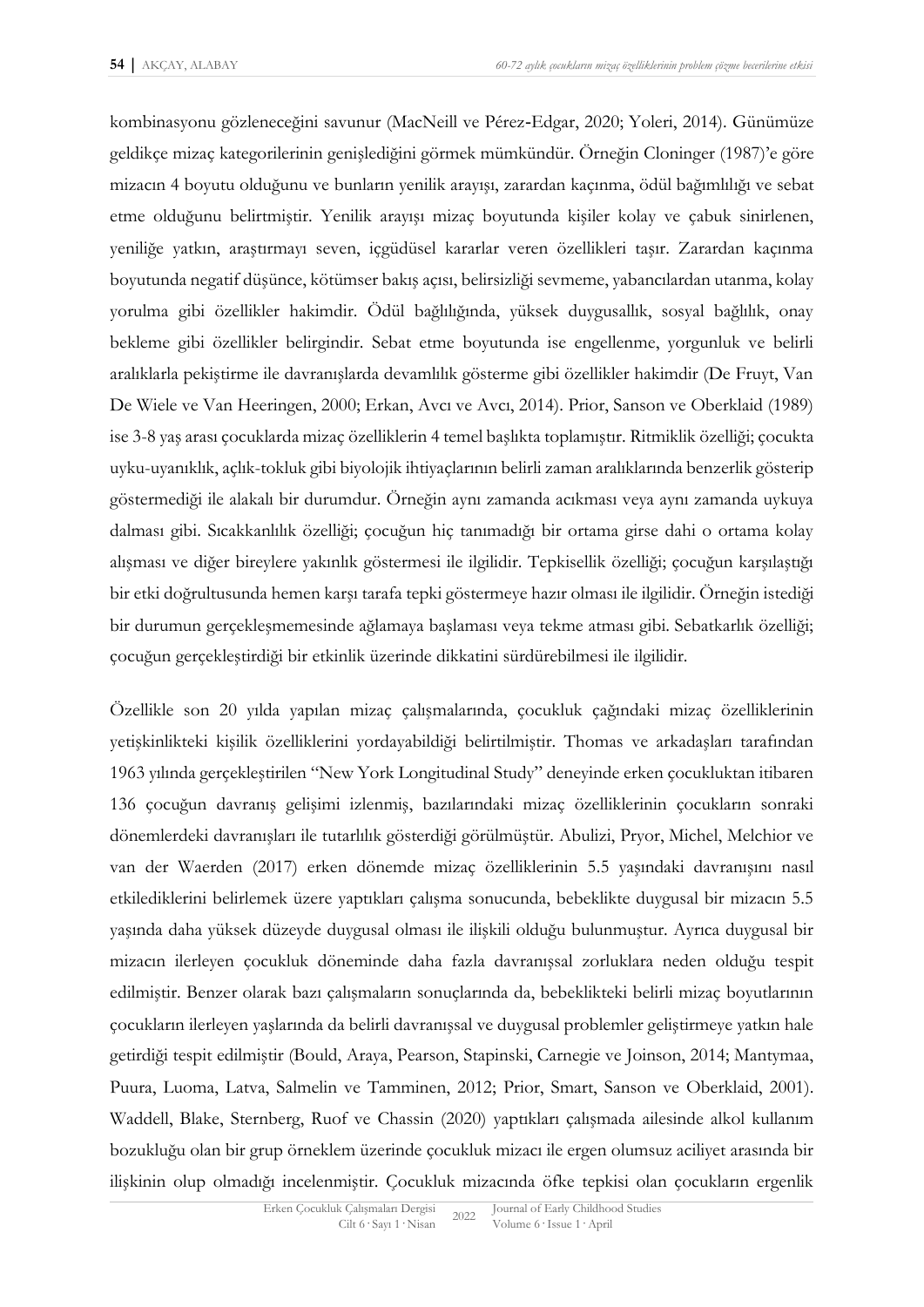kombinasyonu gözleneceğini savunur (MacNeill ve Pérez-Edgar, 2020; Yoleri, 2014). Günümüze geldikçe mizaç kategorilerinin genişlediğini görmek mümkündür. Örneğin Cloninger (1987)'e göre mizacın 4 boyutu olduğunu ve bunların yenilik arayışı, zarardan kaçınma, ödül bağımlılığı ve sebat etme olduğunu belirtmiştir. Yenilik arayışı mizaç boyutunda kişiler kolay ve çabuk sinirlenen, yeniliğe yatkın, araştırmayı seven, içgüdüsel kararlar veren özellikleri taşır. Zarardan kaçınma boyutunda negatif düşünce, kötümser bakış açısı, belirsizliği sevmeme, yabancılardan utanma, kolay yorulma gibi özellikler hakimdir. Ödül bağlılığında, yüksek duygusallık, sosyal bağlılık, onay bekleme gibi özellikler belirgindir. Sebat etme boyutunda ise engellenme, yorgunluk ve belirli aralıklarla pekiştirme ile davranışlarda devamlılık gösterme gibi özellikler hakimdir (De Fruyt, Van De Wiele ve Van Heeringen, 2000; Erkan, Avcı ve Avcı, 2014). Prior, Sanson ve Oberklaid (1989) ise 3-8 yaş arası çocuklarda mizaç özelliklerin 4 temel başlıkta toplamıştır. Ritmiklik özelliği; çocukta uyku-uyanıklık, açlık-tokluk gibi biyolojik ihtiyaçlarının belirli zaman aralıklarında benzerlik gösterip göstermediği ile alakalı bir durumdur. Örneğin aynı zamanda acıkması veya aynı zamanda uykuya dalması gibi. Sıcakkanlılık özelliği; çocuğun hiç tanımadığı bir ortama girse dahi o ortama kolay alışması ve diğer bireylere yakınlık göstermesi ile ilgilidir. Tepkisellik özelliği; çocuğun karşılaştığı bir etki doğrultusunda hemen karşı tarafa tepki göstermeye hazır olması ile ilgilidir. Örneğin istediği bir durumun gerçekleşmemesinde ağlamaya başlaması veya tekme atması gibi. Sebatkarlık özelliği; çocuğun gerçekleştirdiği bir etkinlik üzerinde dikkatini sürdürebilmesi ile ilgilidir.

Özellikle son 20 yılda yapılan mizaç çalışmalarında, çocukluk çağındaki mizaç özelliklerinin yetişkinlikteki kişilik özelliklerini yordayabildiği belirtilmiştir. Thomas ve arkadaşları tarafından 1963 yılında gerçekleştirilen "New York Longitudinal Study" deneyinde erken çocukluktan itibaren 136 çocuğun davranış gelişimi izlenmiş, bazılarındaki mizaç özelliklerinin çocukların sonraki dönemlerdeki davranışları ile tutarlılık gösterdiği görülmüştür. Abulizi, Pryor, Michel, Melchior ve van der Waerden (2017) erken dönemde mizaç özelliklerinin 5.5 yaşındaki davranışını nasıl etkilediklerini belirlemek üzere yaptıkları çalışma sonucunda, bebeklikte duygusal bir mizacın 5.5 yaşında daha yüksek düzeyde duygusal olması ile ilişkili olduğu bulunmuştur. Ayrıca duygusal bir mizacın ilerleyen çocukluk döneminde daha fazla davranışsal zorluklara neden olduğu tespit edilmiştir. Benzer olarak bazı çalışmaların sonuçlarında da, bebeklikteki belirli mizaç boyutlarının çocukların ilerleyen yaşlarında da belirli davranışsal ve duygusal problemler geliştirmeye yatkın hale getirdiği tespit edilmiştir (Bould, Araya, Pearson, Stapinski, Carnegie ve Joinson, 2014; Mantymaa, Puura, Luoma, Latva, Salmelin ve Tamminen, 2012; Prior, Smart, Sanson ve Oberklaid, 2001). Waddell, Blake, Sternberg, Ruof ve Chassin (2020) yaptıkları çalışmada ailesinde alkol kullanım bozukluğu olan bir grup örneklem üzerinde çocukluk mizacı ile ergen olumsuz aciliyet arasında bir ilişkinin olup olmadığı incelenmiştir. Çocukluk mizacında öfke tepkisi olan çocukların ergenlik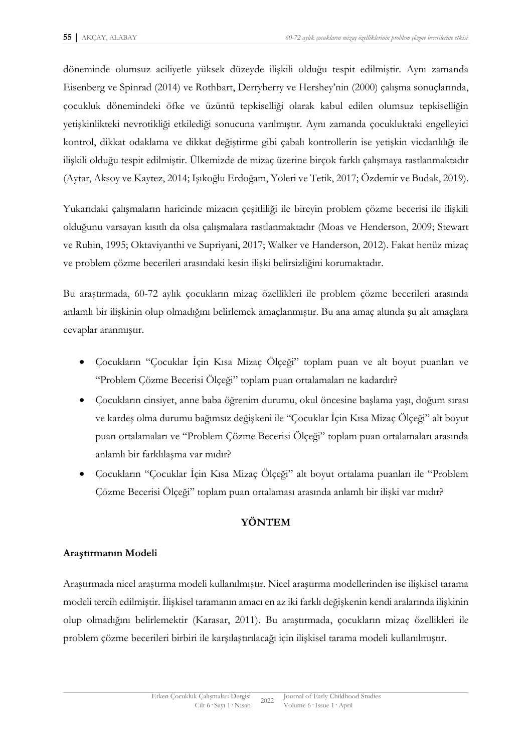döneminde olumsuz aciliyetle yüksek düzeyde ilişkili olduğu tespit edilmiştir. Aynı zamanda Eisenberg ve Spinrad (2014) ve Rothbart, Derryberry ve Hershey'nin (2000) çalışma sonuçlarında, çocukluk dönemindeki öfke ve üzüntü tepkiselliği olarak kabul edilen olumsuz tepkiselliğin yetişkinlikteki nevrotikliği etkilediği sonucuna varılmıştır. Aynı zamanda çocukluktaki engelleyici kontrol, dikkat odaklama ve dikkat değiştirme gibi çabalı kontrollerin ise yetişkin vicdanlılığı ile ilişkili olduğu tespit edilmiştir. Ülkemizde de mizaç üzerine birçok farklı çalışmaya rastlanmaktadır (Aytar, Aksoy ve Kaytez, 2014; Işıkoğlu Erdoğam, Yoleri ve Tetik, 2017; Özdemir ve Budak, 2019).

Yukarıdaki çalışmaların haricinde mizacın çeşitliliği ile bireyin problem çözme becerisi ile ilişkili olduğunu varsayan kısıtlı da olsa çalışmalara rastlanmaktadır (Moas ve Henderson, 2009; Stewart ve Rubin, 1995; Oktaviyanthi ve Supriyani, 2017; Walker ve Handerson, 2012). Fakat henüz mizaç ve problem çözme becerileri arasındaki kesin ilişki belirsizliğini korumaktadır.

Bu araştırmada, 60-72 aylık çocukların mizaç özellikleri ile problem çözme becerileri arasında anlamlı bir ilişkinin olup olmadığını belirlemek amaçlanmıştır. Bu ana amaç altında şu alt amaçlara cevaplar aranmıştır.

- Çocukların "Çocuklar İçin Kısa Mizaç Ölçeği" toplam puan ve alt boyut puanları ve "Problem Çözme Becerisi Ölçeği" toplam puan ortalamaları ne kadardır?
- Çocukların cinsiyet, anne baba öğrenim durumu, okul öncesine başlama yaşı, doğum sırası ve kardeş olma durumu bağımsız değişkeni ile "Çocuklar İçin Kısa Mizaç Ölçeği" alt boyut puan ortalamaları ve "Problem Çözme Becerisi Ölçeği" toplam puan ortalamaları arasında anlamlı bir farklılaşma var mıdır?
- Çocukların "Çocuklar İçin Kısa Mizaç Ölçeği" alt boyut ortalama puanları ile "Problem Çözme Becerisi Ölçeği" toplam puan ortalaması arasında anlamlı bir ilişki var mıdır?

## YÖNTEM

### Araştırmanın Modeli

Araştırmada nicel araştırma modeli kullanılmıştır. Nicel araştırma modellerinden ise ilişkisel tarama modeli tercih edilmiştir. İlişkisel taramanın amacı en az iki farklı değişkenin kendi aralarında ilişkinin olup olmadığını belirlemektir (Karasar, 2011). Bu araştırmada, çocukların mizaç özellikleri ile problem çözme becerileri birbiri ile karşılaştırılacağı için ilişkisel tarama modeli kullanılmıştır.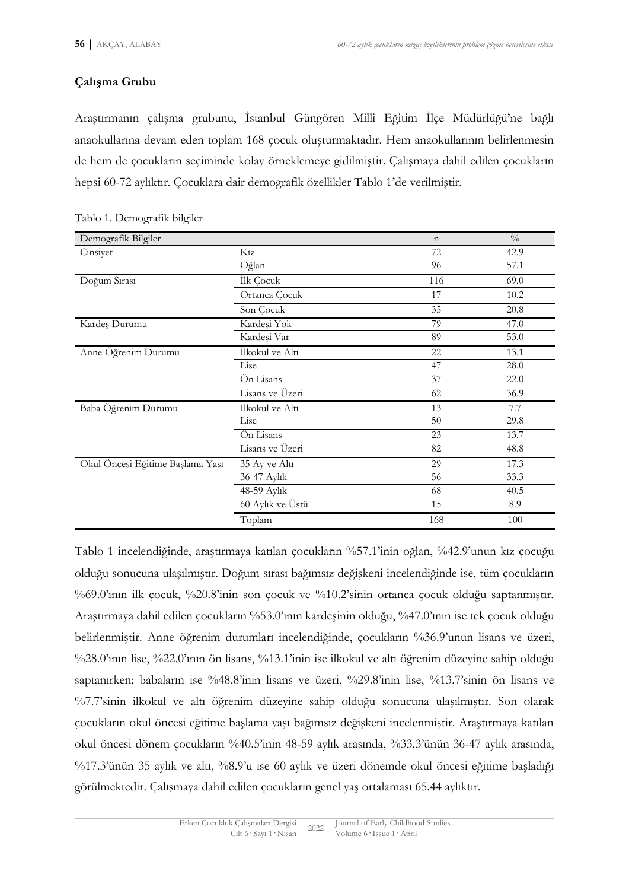### Çalışma Grubu

Araştırmanın çalışma grubunu, İstanbul Güngören Milli Eğitim İlçe Müdürlüğü'ne bağlı anaokullarına devam eden toplam 168 çocuk oluşturmaktadır. Hem anaokullarının belirlenmesin de hem de çocukların seçiminde kolay örneklemeye gidilmiştir. Çalışmaya dahil edilen çocukların hepsi 60-72 aylıktır. Çocuklara dair demografik özellikler Tablo 1'de verilmiştir.

Tablo 1. Demografik bilgiler

| Demografik Bilgiler | | n | % |
|---|---|---|---|
| Cinsiyet | Kız | 72 | 42.9 |
| | Oğlan | 96 | 57.1 |
| Doğum Sırası | İlk Çocuk | 116 | 69.0 |
| | Ortanca Çocuk | 17 | 10.2 |
| | Son Çocuk | 35 | 20.8 |
| Kardeş Durumu | Kardeşi Yok | 79 | 47.0 |
| | Kardeşi Var | 89 | 53.0 |
| Anne Öğrenim Durumu | İlkokul ve Altı | 22 | 13.1 |
| | Lise | 47 | 28.0 |
| | Ön Lisans | 37 | 22.0 |
| | Lisans ve Üzeri | 62 | 36.9 |
| Baba Öğrenim Durumu | İlkokul ve Altı | 13 | 7.7 |
| | Lise | 50 | 29.8 |
| | Ön Lisans | 23 | 13.7 |
| | Lisans ve Üzeri | 82 | 48.8 |
| Okul Öncesi Eğitime Başlama Yaşı | 35 Ay ve Altı | 29 | 17.3 |
| | 36-47 Aylık | 56 | 33.3 |
| | 48-59 Aylık | 68 | 40.5 |
| | 60 Aylık ve Üstü | 15 | 8.9 |
| | Toplam | 168 | 100 |

Tablo 1 incelendiğinde, araştırmaya katılan çocukların %57.1'inin oğlan, %42.9'unun kız çocuğu olduğu sonucuna ulaşılmıştır. Doğum sırası bağımsız değişkeni incelendiğinde ise, tüm çocukların %69.0'ının ilk çocuk, %20.8'inin son çocuk ve %10.2'sinin ortanca çocuk olduğu saptanmıştır. Araştırmaya dahil edilen çocukların %53.0'ının kardeşinin olduğu, %47.0'ının ise tek çocuk olduğu belirlenmiştir. Anne öğrenim durumları incelendiğinde, çocukların %36.9'unun lisans ve üzeri, %28.0'ının lise, %22.0'ının ön lisans, %13.1'inin ise ilkokul ve altı öğrenim düzeyine sahip olduğu saptanırken; babaların ise %48.8'inin lisans ve üzeri, %29.8'inin lise, %13.7'sinin ön lisans ve %7.7'sinin ilkokul ve altı öğrenim düzeyine sahip olduğu sonucuna ulaşılmıştır. Son olarak çocukların okul öncesi eğitime başlama yaşı bağımsız değişkeni incelenmiştir. Araştırmaya katılan okul öncesi dönem çocukların %40.5'inin 48-59 aylık arasında, %33.3'ünün 36-47 aylık arasında, %17.3'ünün 35 aylık ve altı, %8.9'u ise 60 aylık ve üzeri dönemde okul öncesi eğitime başladığı görülmektedir. Çalışmaya dahil edilen çocukların genel yaş ortalaması 65.44 aylıktır.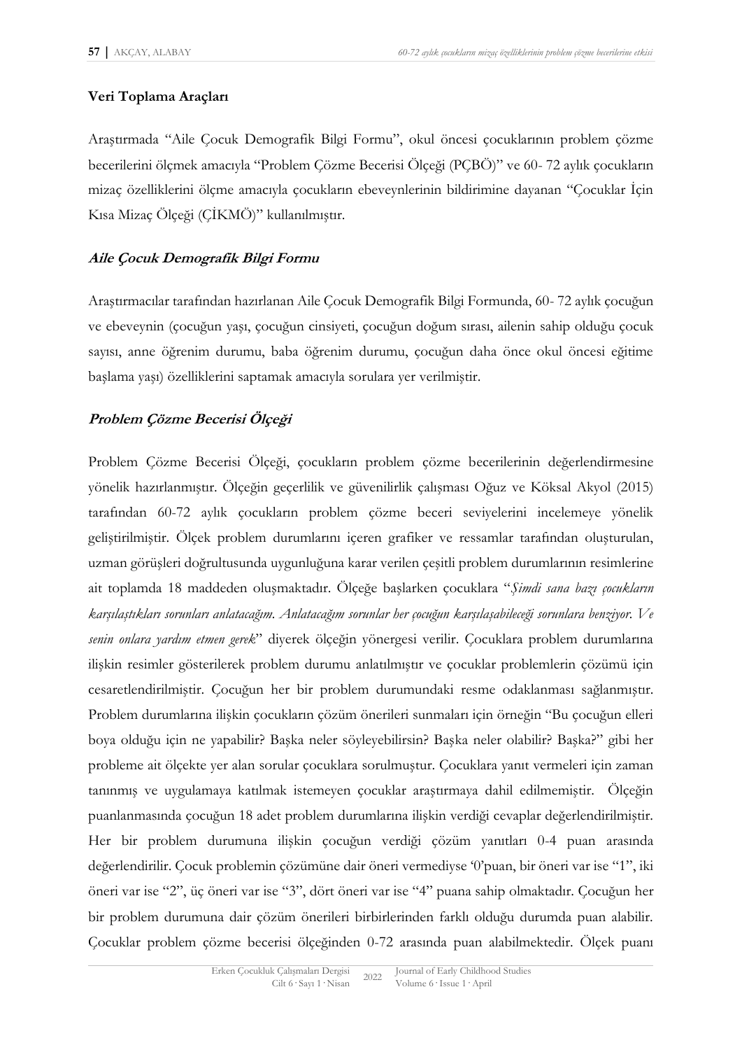### Veri Toplama Araçları

Araştırmada "Aile Çocuk Demografik Bilgi Formu", okul öncesi çocuklarının problem çözme becerilerini ölçmek amacıyla "Problem Çözme Becerisi Ölçeği (PÇBÖ)" ve 60- 72 aylık çocukların mizaç özelliklerini ölçme amacıyla çocukların ebeveynlerinin bildirimine dayanan "Çocuklar İçin Kısa Mizaç Ölçeği (ÇİKMÖ)" kullanılmıştır.

#### ***Aile Çocuk Demografik Bilgi Formu***

Araştırmacılar tarafından hazırlanan Aile Çocuk Demografik Bilgi Formunda, 60- 72 aylık çocuğun ve ebeveynin (çocuğun yaşı, çocuğun cinsiyeti, çocuğun doğum sırası, ailenin sahip olduğu çocuk sayısı, anne öğrenim durumu, baba öğrenim durumu, çocuğun daha önce okul öncesi eğitime başlama yaşı) özelliklerini saptamak amacıyla sorulara yer verilmiştir.

#### ***Problem Çözme Becerisi Ölçeği***

Problem Çözme Becerisi Ölçeği, çocukların problem çözme becerilerinin değerlendirmesine yönelik hazırlanmıştır. Ölçeğin geçerlilik ve güvenilirlik çalışması Oğuz ve Köksal Akyol (2015) tarafından 60-72 aylık çocukların problem çözme beceri seviyelerini incelemeye yönelik geliştirilmiştir. Ölçek problem durumlarını içeren grafiker ve ressamlar tarafından oluşturulan, uzman görüşleri doğrultusunda uygunluğuna karar verilen çeşitli problem durumlarının resimlerine ait toplamda 18 maddeden oluşmaktadır. Ölçeğe başlarken çocuklara "*Şimdi sana bazı çocukların karşılaştıkları sorunları anlatacağım. Anlatacağım sorunlar her çocuğun karşılaşabileceği sorunlara benziyor. Ve senin onlara yardım etmen gerek*" diyerek ölçeğin yönergesi verilir. Çocuklara problem durumlarına ilişkin resimler gösterilerek problem durumu anlatılmıştır ve çocuklar problemlerin çözümü için cesaretlendirilmiştir. Çocuğun her bir problem durumundaki resme odaklanması sağlanmıştır. Problem durumlarına ilişkin çocukların çözüm önerileri sunmaları için örneğin "Bu çocuğun elleri boya olduğu için ne yapabilir? Başka neler söyleyebilirsin? Başka neler olabilir? Başka?" gibi her probleme ait ölçekte yer alan sorular çocuklara sorulmuştur. Çocuklara yanıt vermeleri için zaman tanınmış ve uygulamaya katılmak istemeyen çocuklar araştırmaya dahil edilmemiştir. Ölçeğin puanlanmasında çocuğun 18 adet problem durumlarına ilişkin verdiği cevaplar değerlendirilmiştir. Her bir problem durumuna ilişkin çocuğun verdiği çözüm yanıtları 0-4 puan arasında değerlendirilir. Çocuk problemin çözümüne dair öneri vermediyse '0'puan, bir öneri var ise "1", iki öneri var ise "2", üç öneri var ise "3", dört öneri var ise "4" puana sahip olmaktadır. Çocuğun her bir problem durumuna dair çözüm önerileri birbirlerinden farklı olduğu durumda puan alabilir. Çocuklar problem çözme becerisi ölçeğinden 0-72 arasında puan alabilmektedir. Ölçek puanı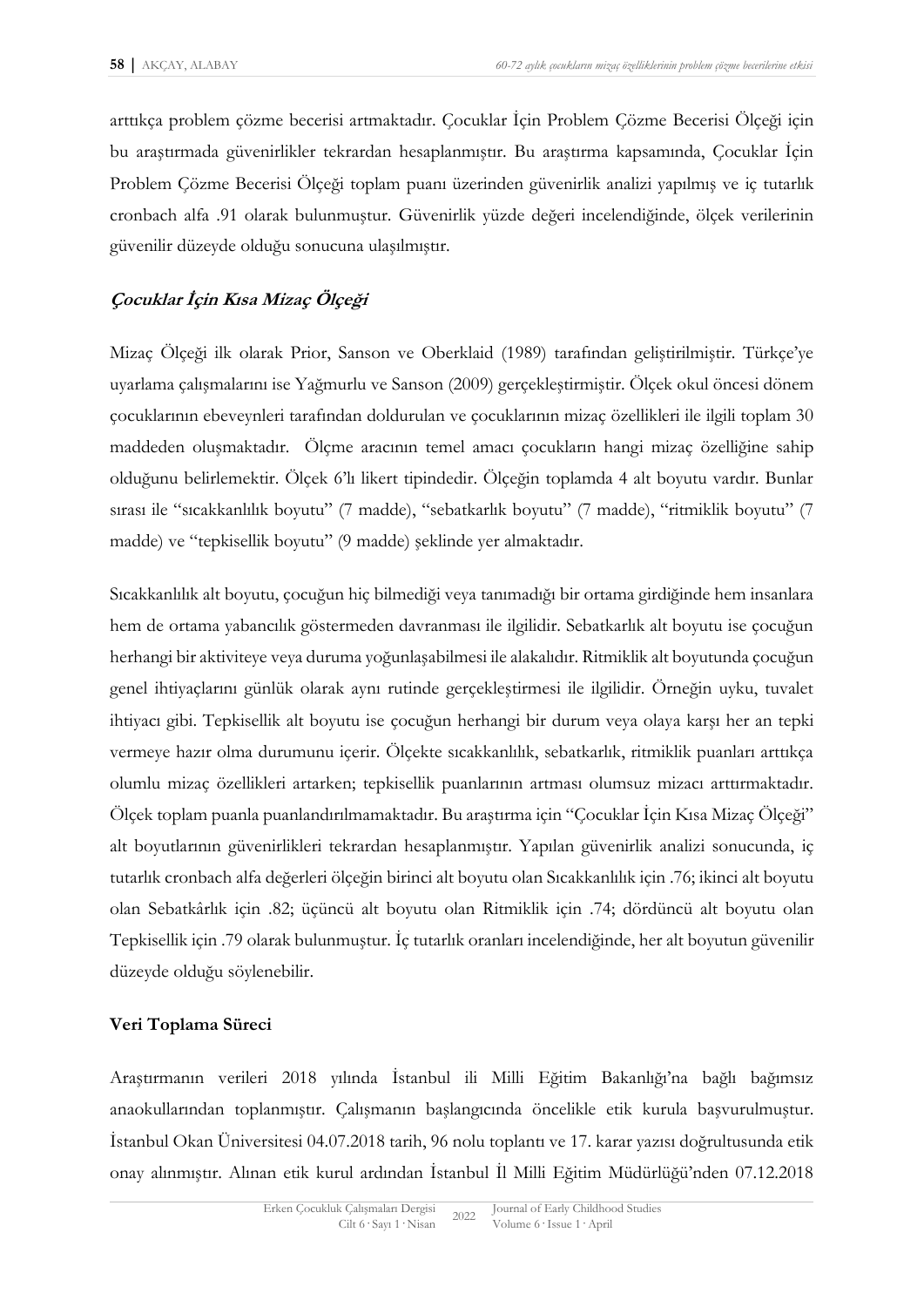arttıkça problem çözme becerisi artmaktadır. Çocuklar İçin Problem Çözme Becerisi Ölçeği için bu araştırmada güvenirlikler tekrardan hesaplanmıştır. Bu araştırma kapsamında, Çocuklar İçin Problem Çözme Becerisi Ölçeği toplam puanı üzerinden güvenirlik analizi yapılmış ve iç tutarlık cronbach alfa .91 olarak bulunmuştur. Güvenirlik yüzde değeri incelendiğinde, ölçek verilerinin güvenilir düzeyde olduğu sonucuna ulaşılmıştır.

### *Çocuklar İçin Kısa Mizaç Ölçeği*

Mizaç Ölçeği ilk olarak Prior, Sanson ve Oberklaid (1989) tarafından geliştirilmiştir. Türkçe'ye uyarlama çalışmalarını ise Yağmurlu ve Sanson (2009) gerçekleştirmiştir. Ölçek okul öncesi dönem çocuklarının ebeveynleri tarafından doldurulan ve çocuklarının mizaç özellikleri ile ilgili toplam 30 maddeden oluşmaktadır. Ölçme aracının temel amacı çocukların hangi mizaç özelliğine sahip olduğunu belirlemektir. Ölçek 6'lı likert tipindedir. Ölçeğin toplamda 4 alt boyutu vardır. Bunlar sırası ile "sıcakkanlılık boyutu" (7 madde), "sebatkarlık boyutu" (7 madde), "ritmiklik boyutu" (7 madde) ve "tepkisellik boyutu" (9 madde) şeklinde yer almaktadır.

Sıcakkanlılık alt boyutu, çocuğun hiç bilmediği veya tanımadığı bir ortama girdiğinde hem insanlara hem de ortama yabancılık göstermeden davranması ile ilgilidir. Sebatkarlık alt boyutu ise çocuğun herhangi bir aktiviteye veya duruma yoğunlaşabilmesi ile alakalıdır. Ritmiklik alt boyutunda çocuğun genel ihtiyaçlarını günlük olarak aynı rutinde gerçekleştirmesi ile ilgilidir. Örneğin uyku, tuvalet ihtiyacı gibi. Tepkisellik alt boyutu ise çocuğun herhangi bir durum veya olaya karşı her an tepki vermeye hazır olma durumunu içerir. Ölçekte sıcakkanlılık, sebatkarlık, ritmiklik puanları arttıkça olumlu mizaç özellikleri artarken; tepkisellik puanlarının artması olumsuz mizacı arttırmaktadır. Ölçek toplam puanla puanlandırılmamaktadır. Bu araştırma için "Çocuklar İçin Kısa Mizaç Ölçeği" alt boyutlarının güvenirlikleri tekrardan hesaplanmıştır. Yapılan güvenirlik analizi sonucunda, iç tutarlık cronbach alfa değerleri ölçeğin birinci alt boyutu olan Sıcakkanlılık için .76; ikinci alt boyutu olan Sebatkârlık için .82; üçüncü alt boyutu olan Ritmiklik için .74; dördüncü alt boyutu olan Tepkisellik için .79 olarak bulunmuştur. İç tutarlık oranları incelendiğinde, her alt boyutun güvenilir düzeyde olduğu söylenebilir.

### Veri Toplama Süreci

Araştırmanın verileri 2018 yılında İstanbul ili Milli Eğitim Bakanlığı'na bağlı bağımsız anaokullarından toplanmıştır. Çalışmanın başlangıcında öncelikle etik kurula başvurulmuştur. İstanbul Okan Üniversitesi 04.07.2018 tarih, 96 nolu toplantı ve 17. karar yazısı doğrultusunda etik onay alınmıştır. Alınan etik kurul ardından İstanbul İl Milli Eğitim Müdürlüğü'nden 07.12.2018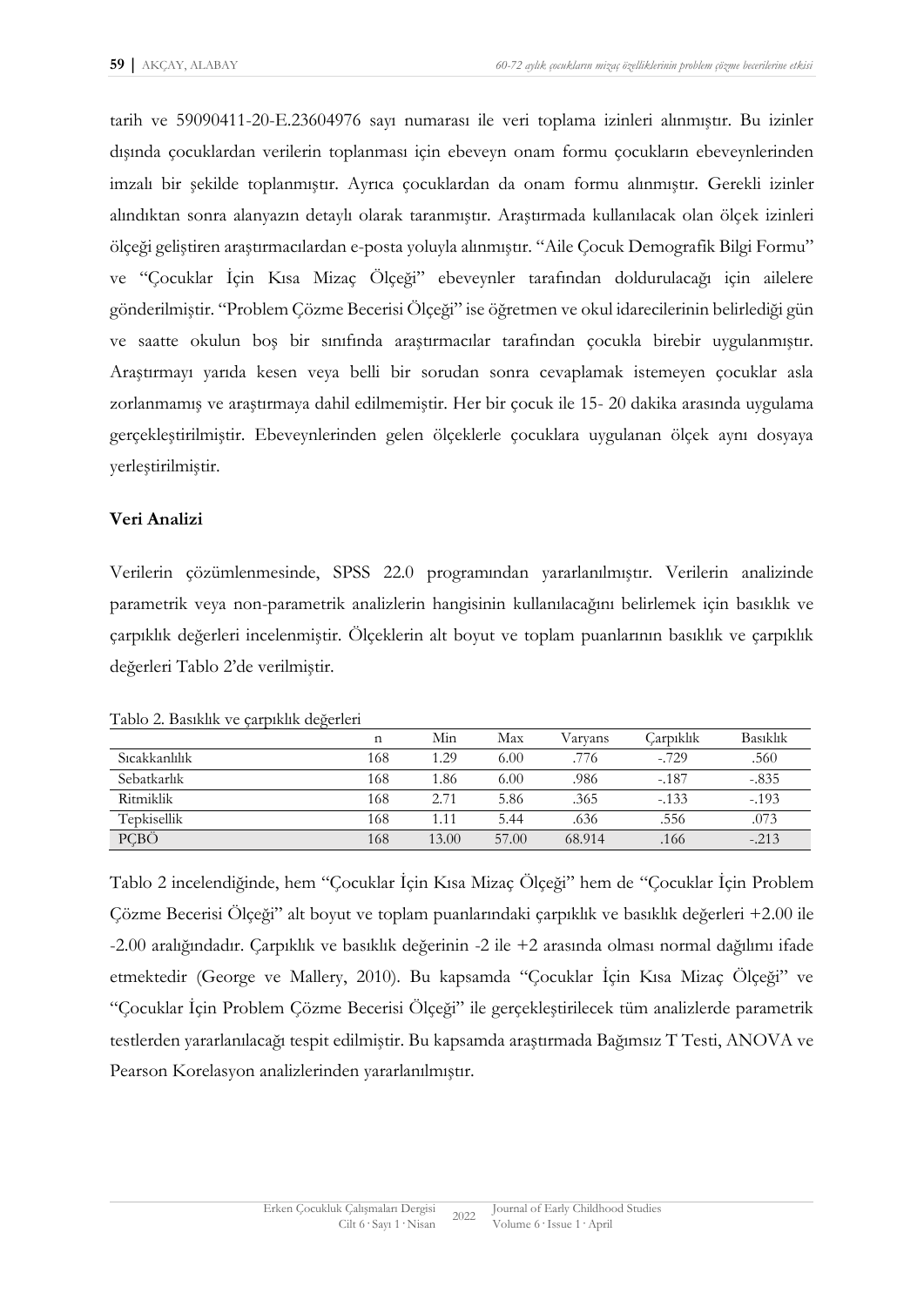tarih ve 59090411-20-E.23604976 sayı numarası ile veri toplama izinleri alınmıştır. Bu izinler dışında çocuklardan verilerin toplanması için ebeveyn onam formu çocukların ebeveynlerinden imzalı bir şekilde toplanmıştır. Ayrıca çocuklardan da onam formu alınmıştır. Gerekli izinler alındıktan sonra alanyazın detaylı olarak taranmıştır. Araştırmada kullanılacak olan ölçek izinleri ölçeği geliştiren araştırmacılardan e-posta yoluyla alınmıştır. "Aile Çocuk Demografik Bilgi Formu" ve "Çocuklar İçin Kısa Mizaç Ölçeği" ebeveynler tarafından doldurulacağı için ailelere gönderilmiştir. "Problem Çözme Becerisi Ölçeği" ise öğretmen ve okul idarecilerinin belirlediği gün ve saatte okulun boş bir sınıfında araştırmacılar tarafından çocukla birebir uygulanmıştır. Araştırmayı yarıda kesen veya belli bir sorudan sonra cevaplamak istemeyen çocuklar asla zorlanmamış ve araştırmaya dahil edilmemiştir. Her bir çocuk ile 15- 20 dakika arasında uygulama gerçekleştirilmiştir. Ebeveynlerinden gelen ölçeklerle çocuklara uygulanan ölçek aynı dosyaya yerleştirilmiştir.

**Veri Analizi**

Verilerin çözümlenmesinde, SPSS 22.0 programından yararlanılmıştır. Verilerin analizinde parametrik veya non-parametrik analizlerin hangisinin kullanılacağını belirlemek için basıklık ve çarpıklık değerleri incelenmiştir. Ölçeklerin alt boyut ve toplam puanlarının basıklık ve çarpıklık değerleri Tablo 2'de verilmiştir.

Tablo 2. Basıklık ve çarpıklık değerleri

| | n | Min | Max | Varyans | Çarpıklık | Basıklık |
|---|---|---|---|---|---|---|
| Sıcakkanlılık | 168 | 1.29 | 6.00 | .776 | -.729 | .560 |
| Sebatkarlık | 168 | 1.86 | 6.00 | .986 | -.187 | -.835 |
| Ritmiklik | 168 | 2.71 | 5.86 | .365 | -.133 | -.193 |
| Tepkisellik | 168 | 1.11 | 5.44 | .636 | .556 | .073 |
| PÇBÖ | 168 | 13.00 | 57.00 | 68.914 | .166 | -.213 |

Tablo 2 incelendiğinde, hem "Çocuklar İçin Kısa Mizaç Ölçeği" hem de "Çocuklar İçin Problem Çözme Becerisi Ölçeği" alt boyut ve toplam puanlarındaki çarpıklık ve basıklık değerleri +2.00 ile -2.00 aralığındadır. Çarpıklık ve basıklık değerinin -2 ile +2 arasında olması normal dağılımı ifade etmektedir (George ve Mallery, 2010). Bu kapsamda "Çocuklar İçin Kısa Mizaç Ölçeği" ve "Çocuklar İçin Problem Çözme Becerisi Ölçeği" ile gerçekleştirilecek tüm analizlerde parametrik testlerden yararlanılacağı tespit edilmiştir. Bu kapsamda araştırmada Bağımsız T Testi, ANOVA ve Pearson Korelasyon analizlerinden yararlanılmıştır.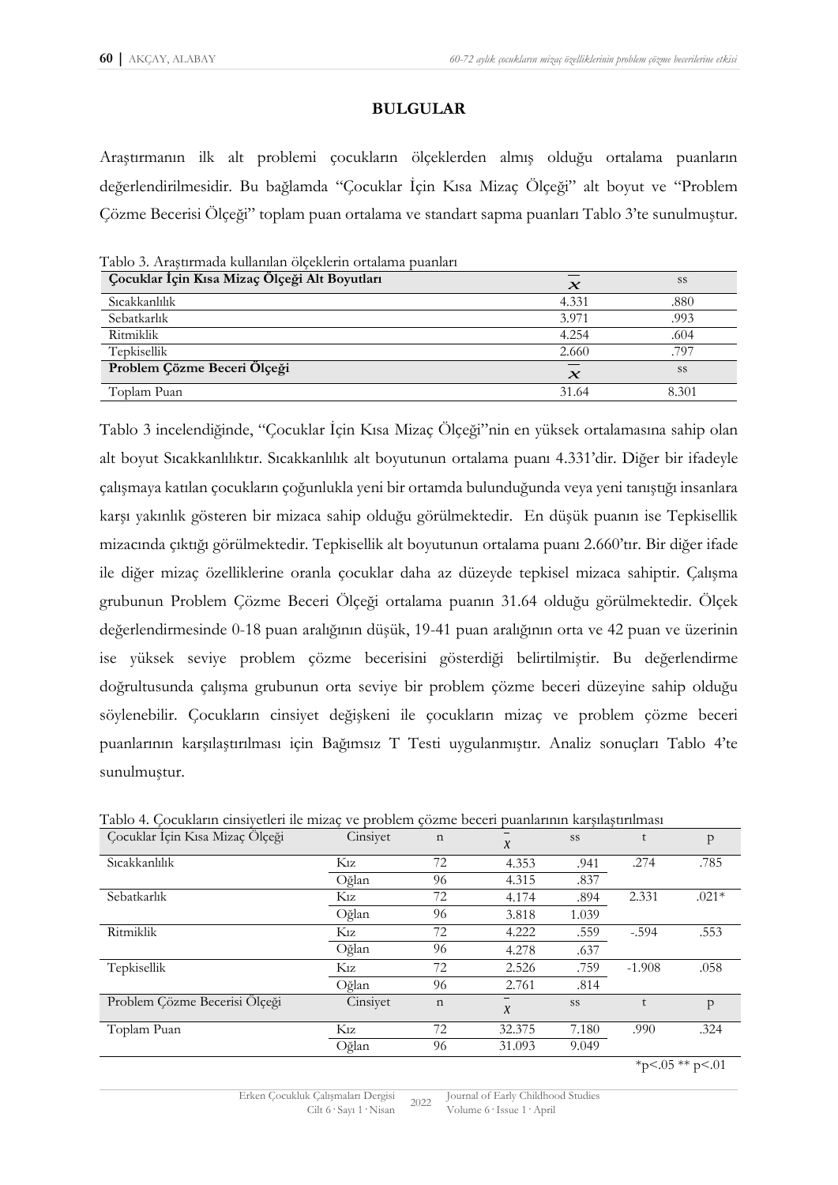## BULGULAR

Araştırmanın ilk alt problemi çocukların ölçeklerden almış olduğu ortalama puanların değerlendirilmesidir. Bu bağlamda "Çocuklar İçin Kısa Mizaç Ölçeği" alt boyut ve "Problem Çözme Becerisi Ölçeği" toplam puan ortalama ve standart sapma puanları Tablo 3'te sunulmuştur.

Tablo 3. Araştırmada kullanılan ölçeklerin ortalama puanları

| **Çocuklar İçin Kısa Mizaç Ölçeği Alt Boyutları** | $\bar{x}$ | ss |
|---|---|---|
| Sıcakkanlılık | 4.331 | .880 |
| Sebatkarlık | 3.971 | .993 |
| Ritmiklik | 4.254 | .604 |
| Tepkisellik | 2.660 | .797 |
| **Problem Çözme Beceri Ölçeği** | $\bar{x}$ | ss |
| Toplam Puan | 31.64 | 8.301 |

Tablo 3 incelendiğinde, "Çocuklar İçin Kısa Mizaç Ölçeği"nin en yüksek ortalamasına sahip olan alt boyut Sıcakkanlılıktır. Sıcakkanlılık alt boyutunun ortalama puanı 4.331'dir. Diğer bir ifadeyle çalışmaya katılan çocukların çoğunlukla yeni bir ortamda bulunduğunda veya yeni tanıştığı insanlara karşı yakınlık gösteren bir mizaca sahip olduğu görülmektedir. En düşük puanın ise Tepkisellik mizacında çıktığı görülmektedir. Tepkisellik alt boyutunun ortalama puanı 2.660'tır. Bir diğer ifade ile diğer mizaç özelliklerine oranla çocuklar daha az düzeyde tepkisel mizaca sahiptir. Çalışma grubunun Problem Çözme Beceri Ölçeği ortalama puanın 31.64 olduğu görülmektedir. Ölçek değerlendirmesinde 0-18 puan aralığının düşük, 19-41 puan aralığının orta ve 42 puan ve üzerinin ise yüksek seviye problem çözme becerisini gösterdiği belirtilmiştir. Bu değerlendirme doğrultusunda çalışma grubunun orta seviye bir problem çözme beceri düzeyine sahip olduğu söylenebilir. Çocukların cinsiyet değişkeni ile çocukların mizaç ve problem çözme beceri puanlarının karşılaştırılması için Bağımsız T Testi uygulanmıştır. Analiz sonuçları Tablo 4'te sunulmuştur.

Tablo 4. Çocukların cinsiyetleri ile mizaç ve problem çözme beceri puanlarının karşılaştırılması

| Çocuklar İçin Kısa Mizaç Ölçeği | Cinsiyet | n | $\bar{x}$ | ss | t | p |
|---|---|---|---|---|---|---|
| Sıcakkanlılık | Kız | 72 | 4.353 | .941 | .274 | .785 |
| | Oğlan | 96 | 4.315 | .837 | | |
| Sebatkarlık | Kız | 72 | 4.174 | .894 | 2.331 | .021* |
| | Oğlan | 96 | 3.818 | 1.039 | | |
| Ritmiklik | Kız | 72 | 4.222 | .559 | -.594 | .553 |
| | Oğlan | 96 | 4.278 | .637 | | |
| Tepkisellik | Kız | 72 | 2.526 | .759 | -1.908 | .058 |
| | Oğlan | 96 | 2.761 | .814 | | |
| Problem Çözme Becerisi Ölçeği | Cinsiyet | n | $\bar{x}$ | ss | t | p |
| Toplam Puan | Kız | 72 | 32.375 | 7.180 | .990 | .324 |
| | Oğlan | 96 | 31.093 | 9.049 | | |

*p<.05 ** p<.01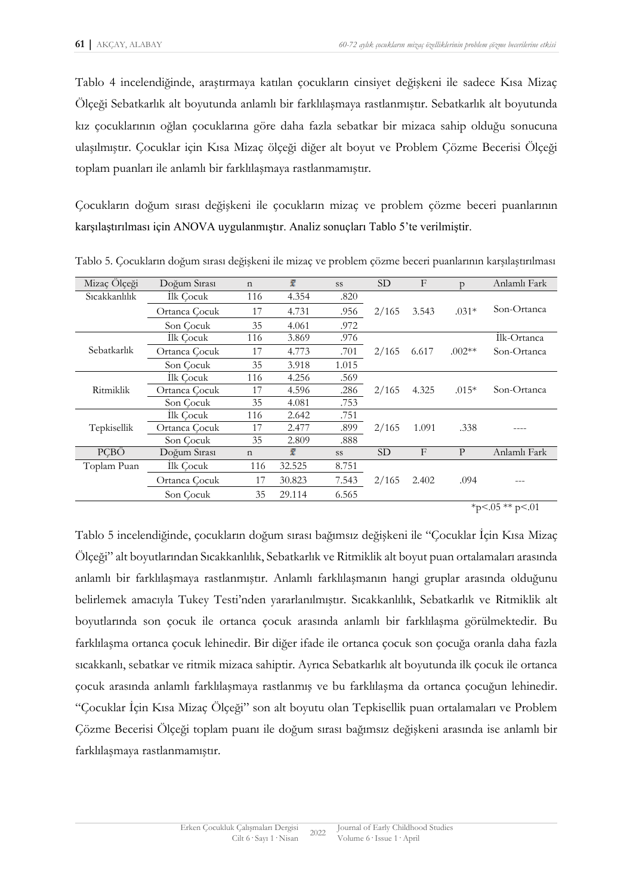Tablo 4 incelendiğinde, araştırmaya katılan çocukların cinsiyet değişkeni ile sadece Kısa Mizaç Ölçeği Sebatkarlık alt boyutunda anlamlı bir farklılaşmaya rastlanmıştır. Sebatkarlık alt boyutunda kız çocuklarının oğlan çocuklarına göre daha fazla sebatkar bir mizaca sahip olduğu sonucuna ulaşılmıştır. Çocuklar için Kısa Mizaç ölçeği diğer alt boyut ve Problem Çözme Becerisi Ölçeği toplam puanları ile anlamlı bir farklılaşmaya rastlanmamıştır.

Çocukların doğum sırası değişkeni ile çocukların mizaç ve problem çözme beceri puanlarının karşılaştırılması için ANOVA uygulanmıştır. Analiz sonuçları Tablo 5'te verilmiştir.

Tablo 5. Çocukların doğum sırası değişkeni ile mizaç ve problem çözme beceri puanlarının karşılaştırılması

| Mizaç Ölçeği | Doğum Sırası | n | $\bar{x}$ | ss | SD | F | p | Anlamlı Fark |
|---|---|---|---|---|---|---|---|---|
| Sıcakkanlılık | İlk Çocuk | 116 | 4.354 | .820 | 2/165 | 3.543 | .031* | Son-Ortanca |
| | Ortanca Çocuk | 17 | 4.731 | .956 | | | | |
| | Son Çocuk | 35 | 4.061 | .972 | | | | |
| Sebatkarlık | İlk Çocuk | 116 | 3.869 | .976 | 2/165 | 6.617 | .002** | İlk-Ortanca Son-Ortanca |
| | Ortanca Çocuk | 17 | 4.773 | .701 | | | | |
| | Son Çocuk | 35 | 3.918 | 1.015 | | | | |
| Ritmiklik | İlk Çocuk | 116 | 4.256 | .569 | 2/165 | 4.325 | .015* | Son-Ortanca |
| | Ortanca Çocuk | 17 | 4.596 | .286 | | | | |
| | Son Çocuk | 35 | 4.081 | .753 | | | | |
| Tepkisellik | İlk Çocuk | 116 | 2.642 | .751 | 2/165 | 1.091 | .338 | ---- |
| | Ortanca Çocuk | 17 | 2.477 | .899 | | | | |
| | Son Çocuk | 35 | 2.809 | .888 | | | | |
| **PÇBÖ** | **Doğum Sırası** | **n** | $\bar{x}$ | **ss** | **SD** | **F** | **P** | **Anlamlı Fark** |
| Toplam Puan | İlk Çocuk | 116 | 32.525 | 8.751 | 2/165 | 2.402 | .094 | --- |
| | Ortanca Çocuk | 17 | 30.823 | 7.543 | | | | |
| | Son Çocuk | 35 | 29.114 | 6.565 | | | | |

*p<.05 ** p<.01

Tablo 5 incelendiğinde, çocukların doğum sırası bağımsız değişkeni ile "Çocuklar İçin Kısa Mizaç Ölçeği" alt boyutlarından Sıcakkanlılık, Sebatkarlık ve Ritmiklik alt boyut puan ortalamaları arasında anlamlı bir farklılaşmaya rastlanmıştır. Anlamlı farklılaşmanın hangi gruplar arasında olduğunu belirlemek amacıyla Tukey Testi'nden yararlanılmıştır. Sıcakkanlılık, Sebatkarlık ve Ritmiklik alt boyutlarında son çocuk ile ortanca çocuk arasında anlamlı bir farklılaşma görülmektedir. Bu farklılaşma ortanca çocuk lehinedir. Bir diğer ifade ile ortanca çocuk son çocuğa oranla daha fazla sıcakkanlı, sebatkar ve ritmik mizaca sahiptir. Ayrıca Sebatkarlık alt boyutunda ilk çocuk ile ortanca çocuk arasında anlamlı farklılaşmaya rastlanmış ve bu farklılaşma da ortanca çocuğun lehinedir. "Çocuklar İçin Kısa Mizaç Ölçeği" son alt boyutu olan Tepkisellik puan ortalamaları ve Problem Çözme Becerisi Ölçeği toplam puanı ile doğum sırası bağımsız değişkeni arasında ise anlamlı bir farklılaşmaya rastlanmamıştır.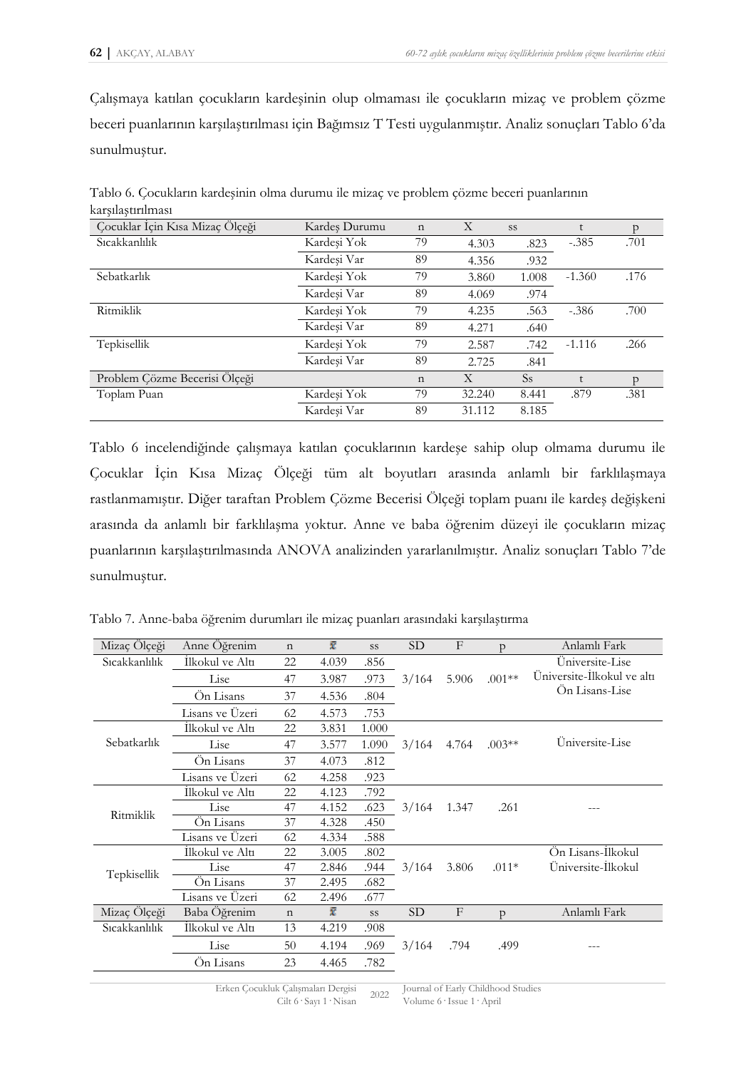Çalışmaya katılan çocukların kardeşinin olup olmaması ile çocukların mizaç ve problem çözme beceri puanlarının karşılaştırılması için Bağımsız T Testi uygulanmıştır. Analiz sonuçları Tablo 6'da sunulmuştur.

Tablo 6. Çocukların kardeşinin olma durumu ile mizaç ve problem çözme beceri puanlarının karşılaştırılması

| Çocuklar İçin Kısa Mizaç Ölçeği | Kardeş Durumu | n | X | ss | t | p |
|---|---|---|---|---|---|---|
| Sıcakkanlılık | Kardeşi Yok | 79 | 4.303 | .823 | -.385 | .701 |
| | Kardeşi Var | 89 | 4.356 | .932 | | |
| Sebatkarlık | Kardeşi Yok | 79 | 3.860 | 1.008 | -1.360 | .176 |
| | Kardeşi Var | 89 | 4.069 | .974 | | |
| Ritmiklik | Kardeşi Yok | 79 | 4.235 | .563 | -.386 | .700 |
| | Kardeşi Var | 89 | 4.271 | .640 | | |
| Tepkisellik | Kardeşi Yok | 79 | 2.587 | .742 | -1.116 | .266 |
| | Kardeşi Var | 89 | 2.725 | .841 | | |
| Problem Çözme Becerisi Ölçeği | | n | X | Ss | t | p |
| Toplam Puan | Kardeşi Yok | 79 | 32.240 | 8.441 | .879 | .381 |
| | Kardeşi Var | 89 | 31.112 | 8.185 | | |

Tablo 6 incelendiğinde çalışmaya katılan çocuklarının kardeşe sahip olup olmama durumu ile Çocuklar İçin Kısa Mizaç Ölçeği tüm alt boyutları arasında anlamlı bir farklılaşmaya rastlanmamıştır. Diğer taraftan Problem Çözme Becerisi Ölçeği toplam puanı ile kardeş değişkeni arasında da anlamlı bir farklılaşma yoktur. Anne ve baba öğrenim düzeyi ile çocukların mizaç puanlarının karşılaştırılmasında ANOVA analizinden yararlanılmıştır. Analiz sonuçları Tablo 7'de sunulmuştur.

Tablo 7. Anne-baba öğrenim durumları ile mizaç puanları arasındaki karşılaştırma

| Mizaç Ölçeği | Anne Öğrenim | n | $\bar{X}$ | ss | SD | F | p | Anlamlı Fark |
|---|---|---|---|---|---|---|---|---|
| Sıcakkanlılık | İlkokul ve Altı | 22 | 4.039 | .856 | 3/164 | 5.906 | .001** | Üniversite-Lise<br>Üniversite-İlkokul ve altı<br>Ön Lisans-Lise |
| | Lise | 47 | 3.987 | .973 | | | | |
| | Ön Lisans | 37 | 4.536 | .804 | | | | |
| | Lisans ve Üzeri | 62 | 4.573 | .753 | | | | |
| Sebatkarlık | İlkokul ve Altı | 22 | 3.831 | 1.000 | 3/164 | 4.764 | .003** | Üniversite-Lise |
| | Lise | 47 | 3.577 | 1.090 | | | | |
| | Ön Lisans | 37 | 4.073 | .812 | | | | |
| | Lisans ve Üzeri | 62 | 4.258 | .923 | | | | |
| Ritmiklik | İlkokul ve Altı | 22 | 4.123 | .792 | 3/164 | 1.347 | .261 | --- |
| | Lise | 47 | 4.152 | .623 | | | | |
| | Ön Lisans | 37 | 4.328 | .450 | | | | |
| | Lisans ve Üzeri | 62 | 4.334 | .588 | | | | |
| Tepkisellik | İlkokul ve Altı | 22 | 3.005 | .802 | 3/164 | 3.806 | .011* | Ön Lisans-İlkokul<br>Üniversite-İlkokul |
| | Lise | 47 | 2.846 | .944 | | | | |
| | Ön Lisans | 37 | 2.495 | .682 | | | | |
| | Lisans ve Üzeri | 62 | 2.496 | .677 | | | | |
| Mizaç Ölçeği | Baba Öğrenim | n | $\bar{X}$ | ss | SD | F | p | Anlamlı Fark |
| Sıcakkanlılık | İlkokul ve Altı | 13 | 4.219 | .908 | 3/164 | .794 | .499 | --- |
| | Lise | 50 | 4.194 | .969 | | | | |
| | Ön Lisans | 23 | 4.465 | .782 | | | | |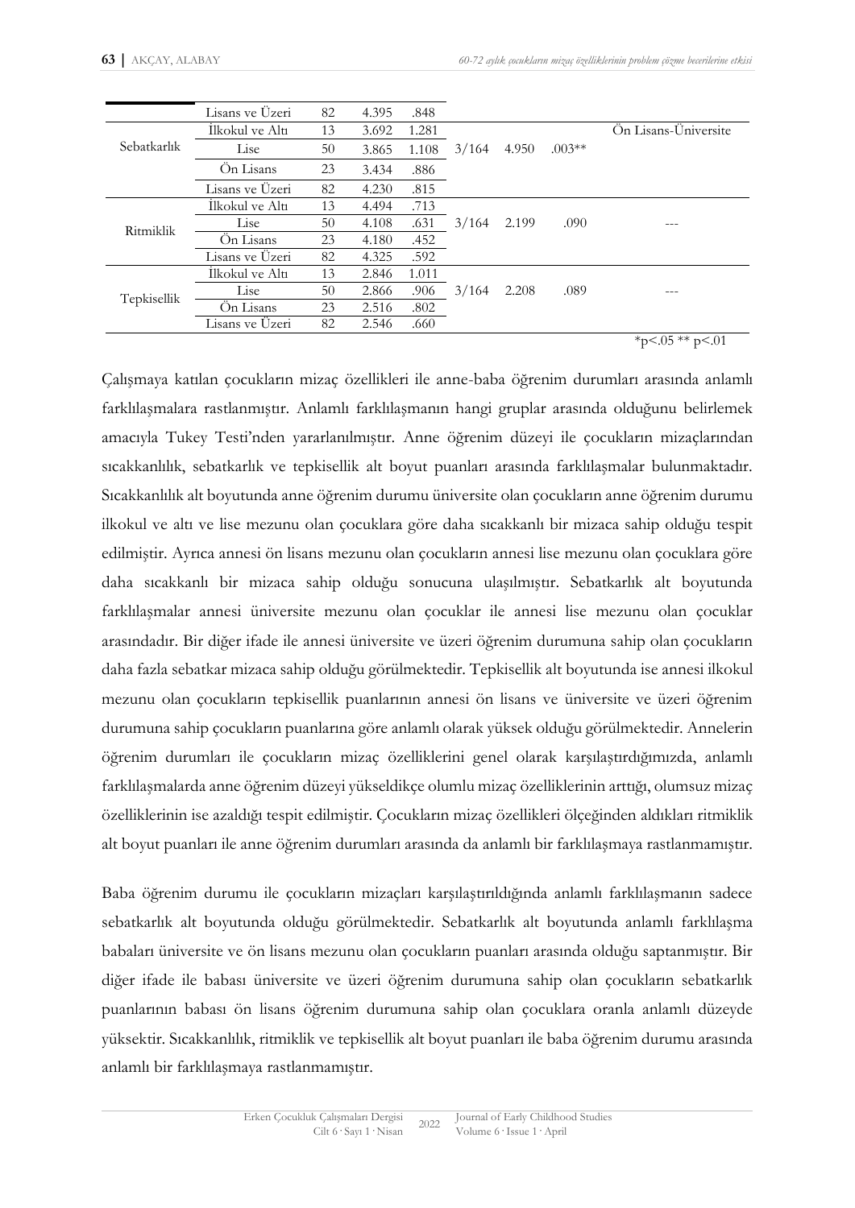| | | | | | | | | |
|---|---|---|---|---|---|---|---|---|
| | Lisans ve Üzeri | 82 | 4.395 | .848 | | | | |
| Sebatkarlık | İlkokul ve Altı | 13 | 3.692 | 1.281 | 3/164 | 4.950 | .003** | Ön Lisans-Üniversite |
| | Lise | 50 | 3.865 | 1.108 | | | | |
| | Ön Lisans | 23 | 3.434 | .886 | | | | |
| | Lisans ve Üzeri | 82 | 4.230 | .815 | | | | |
| Ritmiklik | İlkokul ve Altı | 13 | 4.494 | .713 | 3/164 | 2.199 | .090 | --- |
| | Lise | 50 | 4.108 | .631 | | | | |
| | Ön Lisans | 23 | 4.180 | .452 | | | | |
| | Lisans ve Üzeri | 82 | 4.325 | .592 | | | | |
| Tepkisellik | İlkokul ve Altı | 13 | 2.846 | 1.011 | 3/164 | 2.208 | .089 | --- |
| | Lise | 50 | 2.866 | .906 | | | | |
| | Ön Lisans | 23 | 2.516 | .802 | | | | |
| | Lisans ve Üzeri | 82 | 2.546 | .660 | | | | |

*p<.05 ** p<.01

Çalışmaya katılan çocukların mizaç özellikleri ile anne-baba öğrenim durumları arasında anlamlı farklılaşmalara rastlanmıştır. Anlamlı farklılaşmanın hangi gruplar arasında olduğunu belirlemek amacıyla Tukey Testi'nden yararlanılmıştır. Anne öğrenim düzeyi ile çocukların mizaçlarından sıcakkanlılık, sebatkarlık ve tepkisellik alt boyut puanları arasında farklılaşmalar bulunmaktadır. Sıcakkanlılık alt boyutunda anne öğrenim durumu üniversite olan çocukların anne öğrenim durumu ilkokul ve altı ve lise mezunu olan çocuklara göre daha sıcakkanlı bir mizaca sahip olduğu tespit edilmiştir. Ayrıca annesi ön lisans mezunu olan çocukların annesi lise mezunu olan çocuklara göre daha sıcakkanlı bir mizaca sahip olduğu sonucuna ulaşılmıştır. Sebatkarlık alt boyutunda farklılaşmalar annesi üniversite mezunu olan çocuklar ile annesi lise mezunu olan çocuklar arasındadır. Bir diğer ifade ile annesi üniversite ve üzeri öğrenim durumuna sahip olan çocukların daha fazla sebatkar mizaca sahip olduğu görülmektedir. Tepkisellik alt boyutunda ise annesi ilkokul mezunu olan çocukların tepkisellik puanlarının annesi ön lisans ve üniversite ve üzeri öğrenim durumuna sahip çocukların puanlarına göre anlamlı olarak yüksek olduğu görülmektedir. Annelerin öğrenim durumları ile çocukların mizaç özelliklerini genel olarak karşılaştırdığımızda, anlamlı farklılaşmalarda anne öğrenim düzeyi yükseldikçe olumlu mizaç özelliklerinin arttığı, olumsuz mizaç özelliklerinin ise azaldığı tespit edilmiştir. Çocukların mizaç özellikleri ölçeğinden aldıkları ritmiklik alt boyut puanları ile anne öğrenim durumları arasında da anlamlı bir farklılaşmaya rastlanmamıştır.

Baba öğrenim durumu ile çocukların mizaçları karşılaştırıldığında anlamlı farklılaşmanın sadece sebatkarlık alt boyutunda olduğu görülmektedir. Sebatkarlık alt boyutunda anlamlı farklılaşma babaları üniversite ve ön lisans mezunu olan çocukların puanları arasında olduğu saptanmıştır. Bir diğer ifade ile babası üniversite ve üzeri öğrenim durumuna sahip olan çocukların sebatkarlık puanlarının babası ön lisans öğrenim durumuna sahip olan çocuklara oranla anlamlı düzeyde yüksektir. Sıcakkanlılık, ritmiklik ve tepkisellik alt boyut puanları ile baba öğrenim durumu arasında anlamlı bir farklılaşmaya rastlanmamıştır.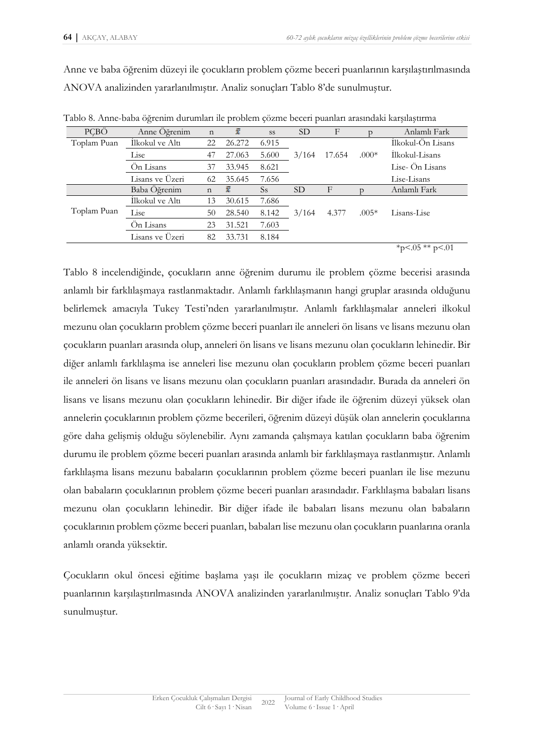Anne ve baba öğrenim düzeyi ile çocukların problem çözme beceri puanlarının karşılaştırılmasında ANOVA analizinden yararlanılmıştır. Analiz sonuçları Tablo 8'de sunulmuştur.

Tablo 8. Anne-baba öğrenim durumları ile problem çözme beceri puanları arasındaki karşılaştırma

| PÇBÖ | Anne Öğrenim | n | $\bar{x}$ | ss | SD | F | p | Anlamlı Fark |
|---|---|---|---|---|---|---|---|---|
| Toplam Puan | İlkokul ve Altı | 22 | 26.272 | 6.915 | 3/164 | 17.654 | .000* | İlkokul-Ön Lisans |
| | Lise | 47 | 27.063 | 5.600 | | | | İlkokul-Lisans |
| | Ön Lisans | 37 | 33.945 | 8.621 | | | | Lise- Ön Lisans |
| | Lisans ve Üzeri | 62 | 35.645 | 7.656 | | | | Lise-Lisans |
| | Baba Öğrenim | n | $\bar{x}$ | Ss | SD | F | p | Anlamlı Fark |
| Toplam Puan | İlkokul ve Altı | 13 | 30.615 | 7.686 | 3/164 | 4.377 | .005* | Lisans-Lise |
| | Lise | 50 | 28.540 | 8.142 | | | | |
| | Ön Lisans | 23 | 31.521 | 7.603 | | | | |
| | Lisans ve Üzeri | 82 | 33.731 | 8.184 | | | | |

*p<.05 ** p<.01

Tablo 8 incelendiğinde, çocukların anne öğrenim durumu ile problem çözme becerisi arasında anlamlı bir farklılaşmaya rastlanmaktadır. Anlamlı farklılaşmanın hangi gruplar arasında olduğunu belirlemek amacıyla Tukey Testi'nden yararlanılmıştır. Anlamlı farklılaşmalar anneleri ilkokul mezunu olan çocukların problem çözme beceri puanları ile anneleri ön lisans ve lisans mezunu olan çocukların puanları arasında olup, anneleri ön lisans ve lisans mezunu olan çocukların lehinedir. Bir diğer anlamlı farklılaşma ise anneleri lise mezunu olan çocukların problem çözme beceri puanları ile anneleri ön lisans ve lisans mezunu olan çocukların puanları arasındadır. Burada da anneleri ön lisans ve lisans mezunu olan çocukların lehinedir. Bir diğer ifade ile öğrenim düzeyi yüksek olan annelerin çocuklarının problem çözme becerileri, öğrenim düzeyi düşük olan annelerin çocuklarına göre daha gelişmiş olduğu söylenebilir. Aynı zamanda çalışmaya katılan çocukların baba öğrenim durumu ile problem çözme beceri puanları arasında anlamlı bir farklılaşmaya rastlanmıştır. Anlamlı farklılaşma lisans mezunu babaların çocuklarının problem çözme beceri puanları ile lise mezunu olan babaların çocuklarının problem çözme beceri puanları arasındadır. Farklılaşma babaları lisans mezunu olan çocukların lehinedir. Bir diğer ifade ile babaları lisans mezunu olan babaların çocuklarının problem çözme beceri puanları, babaları lise mezunu olan çocukların puanlarına oranla anlamlı oranda yüksektir.

Çocukların okul öncesi eğitime başlama yaşı ile çocukların mizaç ve problem çözme beceri puanlarının karşılaştırılmasında ANOVA analizinden yararlanılmıştır. Analiz sonuçları Tablo 9'da sunulmuştur.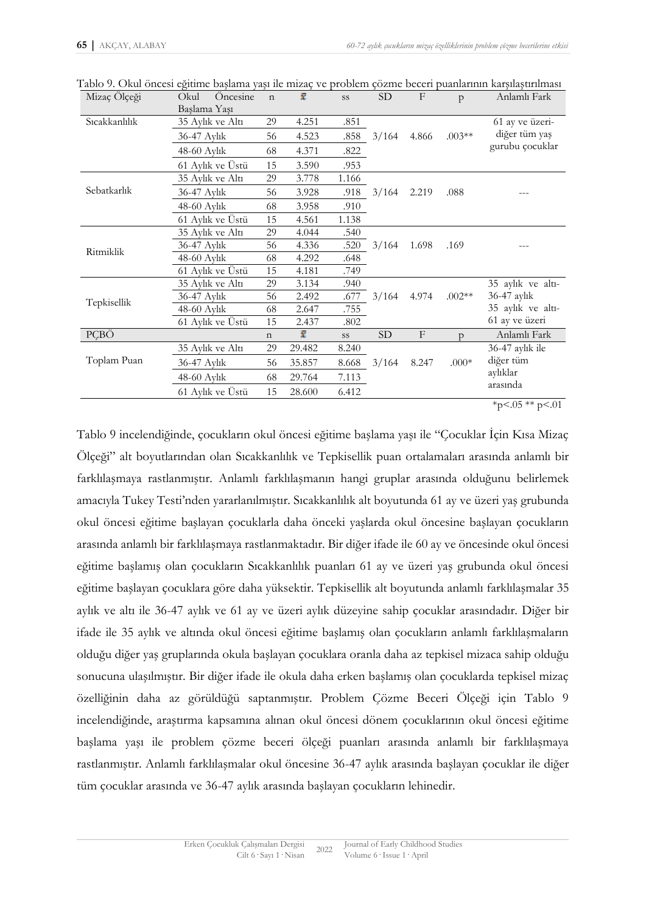Tablo 9. Okul öncesi eğitime başlama yaşı ile mizaç ve problem çözme beceri puanlarının karşılaştırılması

| Mizaç Ölçeği | Okul Öncesine Başlama Yaşı | n | $\bar{x}$ | ss | SD | F | p | Anlamlı Fark |
|---|---|---|---|---|---|---|---|---|
| Sıcakkanlılık | 35 Aylık ve Altı | 29 | 4.251 | .851 | 3/164 | 4.866 | .003** | 61 ay ve üzeri-diğer tüm yaş gurubu çocuklar |
| | 36-47 Aylık | 56 | 4.523 | .858 | | | | |
| | 48-60 Aylık | 68 | 4.371 | .822 | | | | |
| | 61 Aylık ve Üstü | 15 | 3.590 | .953 | | | | |
| Sebatkarlık | 35 Aylık ve Altı | 29 | 3.778 | 1.166 | 3/164 | 2.219 | .088 | --- |
| | 36-47 Aylık | 56 | 3.928 | .918 | | | | |
| | 48-60 Aylık | 68 | 3.958 | .910 | | | | |
| | 61 Aylık ve Üstü | 15 | 4.561 | 1.138 | | | | |
| Ritmiklik | 35 Aylık ve Altı | 29 | 4.044 | .540 | 3/164 | 1.698 | .169 | --- |
| | 36-47 Aylık | 56 | 4.336 | .520 | | | | |
| | 48-60 Aylık | 68 | 4.292 | .648 | | | | |
| | 61 Aylık ve Üstü | 15 | 4.181 | .749 | | | | |
| Tepkisellik | 35 Aylık ve Altı | 29 | 3.134 | .940 | 3/164 | 4.974 | .002** | 35 aylık ve altı-36-47 aylık 35 aylık ve altı-61 ay ve üzeri |
| | 36-47 Aylık | 56 | 2.492 | .677 | | | | |
| | 48-60 Aylık | 68 | 2.647 | .755 | | | | |
| | 61 Aylık ve Üstü | 15 | 2.437 | .802 | | | | |
| PÇBÖ | | n | $\bar{x}$ | ss | SD | F | p | Anlamlı Fark |
| Toplam Puan | 35 Aylık ve Altı | 29 | 29.482 | 8.240 | 3/164 | 8.247 | .000* | 36-47 aylık ile diğer tüm aylıklar arasında |
| | 36-47 Aylık | 56 | 35.857 | 8.668 | | | | |
| | 48-60 Aylık | 68 | 29.764 | 7.113 | | | | |
| | 61 Aylık ve Üstü | 15 | 28.600 | 6.412 | | | | |

*p<.05 ** p<.01

Tablo 9 incelendiğinde, çocukların okul öncesi eğitime başlama yaşı ile "Çocuklar İçin Kısa Mizaç Ölçeği" alt boyutlarından olan Sıcakkanlılık ve Tepkisellik puan ortalamaları arasında anlamlı bir farklılaşmaya rastlanmıştır. Anlamlı farklılaşmanın hangi gruplar arasında olduğunu belirlemek amacıyla Tukey Testi'nden yararlanılmıştır. Sıcakkanlılık alt boyutunda 61 ay ve üzeri yaş grubunda okul öncesi eğitime başlayan çocuklarla daha önceki yaşlarda okul öncesine başlayan çocukların arasında anlamlı bir farklılaşmaya rastlanmaktadır. Bir diğer ifade ile 60 ay ve öncesinde okul öncesi eğitime başlamış olan çocukların Sıcakkanlılık puanları 61 ay ve üzeri yaş grubunda okul öncesi eğitime başlayan çocuklara göre daha yüksektir. Tepkisellik alt boyutunda anlamlı farklılaşmalar 35 aylık ve altı ile 36-47 aylık ve 61 ay ve üzeri aylık düzeyine sahip çocuklar arasındadır. Diğer bir ifade ile 35 aylık ve altında okul öncesi eğitime başlamış olan çocukların anlamlı farklılaşmaların olduğu diğer yaş gruplarında okula başlayan çocuklara oranla daha az tepkisel mizaca sahip olduğu sonucuna ulaşılmıştır. Bir diğer ifade ile okula daha erken başlamış olan çocuklarda tepkisel mizaç özelliğinin daha az görüldüğü saptanmıştır. Problem Çözme Beceri Ölçeği için Tablo 9 incelendiğinde, araştırma kapsamına alınan okul öncesi dönem çocuklarının okul öncesi eğitime başlama yaşı ile problem çözme beceri ölçeği puanları arasında anlamlı bir farklılaşmaya rastlanmıştır. Anlamlı farklılaşmalar okul öncesine 36-47 aylık arasında başlayan çocuklar ile diğer tüm çocuklar arasında ve 36-47 aylık arasında başlayan çocukların lehinedir.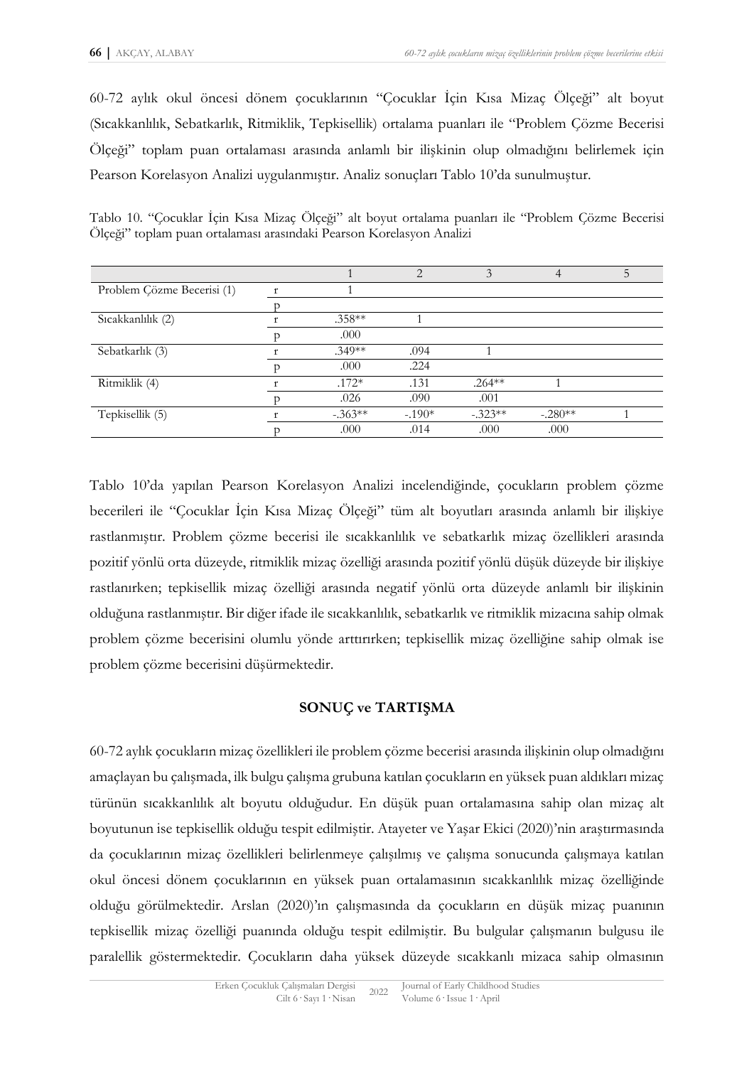60-72 aylık okul öncesi dönem çocuklarının "Çocuklar İçin Kısa Mizaç Ölçeği" alt boyut (Sıcakkanlılık, Sebatkarlık, Ritmiklik, Tepkisellik) ortalama puanları ile "Problem Çözme Becerisi Ölçeği" toplam puan ortalaması arasında anlamlı bir ilişkinin olup olmadığını belirlemek için Pearson Korelasyon Analizi uygulanmıştır. Analiz sonuçları Tablo 10'da sunulmuştur.

Tablo 10. "Çocuklar İçin Kısa Mizaç Ölçeği" alt boyut ortalama puanları ile "Problem Çözme Becerisi Ölçeği" toplam puan ortalaması arasındaki Pearson Korelasyon Analizi

| | | 1 | 2 | 3 | 4 | 5 |
|---|---|---|---|---|---|---|
| Problem Çözme Becerisi (1) | r | 1 | | | | |
| | p | | | | | |
| Sıcakkanlılık (2) | r | .358** | 1 | | | |
| | p | .000 | | | | |
| Sebatkarlık (3) | r | .349** | .094 | 1 | | |
| | p | .000 | .224 | | | |
| Ritmiklik (4) | r | .172* | .131 | .264** | 1 | |
| | p | .026 | .090 | .001 | | |
| Tepkisellik (5) | r | -.363** | -.190* | -.323** | -.280** | 1 |
| | p | .000 | .014 | .000 | .000 | |

Tablo 10'da yapılan Pearson Korelasyon Analizi incelendiğinde, çocukların problem çözme becerileri ile "Çocuklar İçin Kısa Mizaç Ölçeği" tüm alt boyutları arasında anlamlı bir ilişkiye rastlanmıştır. Problem çözme becerisi ile sıcakkanlılık ve sebatkarlık mizaç özellikleri arasında pozitif yönlü orta düzeyde, ritmiklik mizaç özelliği arasında pozitif yönlü düşük düzeyde bir ilişkiye rastlanırken; tepkisellik mizaç özelliği arasında negatif yönlü orta düzeyde anlamlı bir ilişkinin olduğuna rastlanmıştır. Bir diğer ifade ile sıcakkanlılık, sebatkarlık ve ritmiklik mizacına sahip olmak problem çözme becerisini olumlu yönde arttırırken; tepkisellik mizaç özelliğine sahip olmak ise problem çözme becerisini düşürmektedir.

## SONUÇ ve TARTIŞMA

60-72 aylık çocukların mizaç özellikleri ile problem çözme becerisi arasında ilişkinin olup olmadığını amaçlayan bu çalışmada, ilk bulgu çalışma grubuna katılan çocukların en yüksek puan aldıkları mizaç türünün sıcakkanlılık alt boyutu olduğudur. En düşük puan ortalamasına sahip olan mizaç alt boyutunun ise tepkisellik olduğu tespit edilmiştir. Atayeter ve Yaşar Ekici (2020)'nin araştırmasında da çocuklarının mizaç özellikleri belirlenmeye çalışılmış ve çalışma sonucunda çalışmaya katılan okul öncesi dönem çocuklarının en yüksek puan ortalamasının sıcakkanlılık mizaç özelliğinde olduğu görülmektedir. Arslan (2020)'ın çalışmasında da çocukların en düşük mizaç puanının tepkisellik mizaç özelliği puanında olduğu tespit edilmiştir. Bu bulgular çalışmanın bulgusu ile paralellik göstermektedir. Çocukların daha yüksek düzeyde sıcakkanlı mizaca sahip olmasının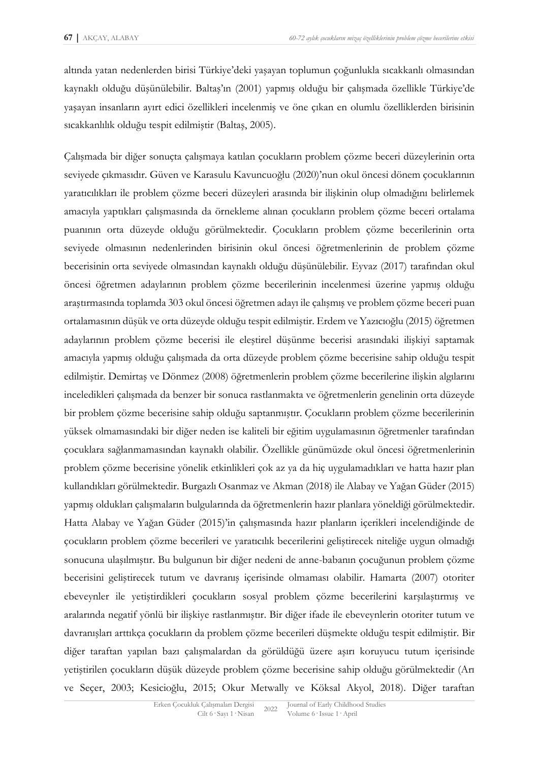altında yatan nedenlerden birisi Türkiye'deki yaşayan toplumun çoğunlukla sıcakkanlı olmasından kaynaklı olduğu düşünülebilir. Baltaş'ın (2001) yapmış olduğu bir çalışmada özellikle Türkiye'de yaşayan insanların ayırt edici özellikleri incelenmiş ve öne çıkan en olumlu özelliklerden birisinin sıcakkanlılık olduğu tespit edilmiştir (Baltaş, 2005).

Çalışmada bir diğer sonuçta çalışmaya katılan çocukların problem çözme beceri düzeylerinin orta seviyede çıkmasıdır. Güven ve Karasulu Kavuncuoğlu (2020)'nun okul öncesi dönem çocuklarının yaratıcılıkları ile problem çözme beceri düzeyleri arasında bir ilişkinin olup olmadığını belirlemek amacıyla yaptıkları çalışmasında da örnekleme alınan çocukların problem çözme beceri ortalama puanının orta düzeyde olduğu görülmektedir. Çocukların problem çözme becerilerinin orta seviyede olmasının nedenlerinden birisinin okul öncesi öğretmenlerinin de problem çözme becerisinin orta seviyede olmasından kaynaklı olduğu düşünülebilir. Eyvaz (2017) tarafından okul öncesi öğretmen adaylarının problem çözme becerilerinin incelenmesi üzerine yapmış olduğu araştırmasında toplamda 303 okul öncesi öğretmen adayı ile çalışmış ve problem çözme beceri puan ortalamasının düşük ve orta düzeyde olduğu tespit edilmiştir. Erdem ve Yazıcıoğlu (2015) öğretmen adaylarının problem çözme becerisi ile eleştirel düşünme becerisi arasındaki ilişkiyi saptamak amacıyla yapmış olduğu çalışmada da orta düzeyde problem çözme becerisine sahip olduğu tespit edilmiştir. Demirtaş ve Dönmez (2008) öğretmenlerin problem çözme becerilerine ilişkin algılarını inceledikleri çalışmada da benzer bir sonuca rastlanmakta ve öğretmenlerin genelinin orta düzeyde bir problem çözme becerisine sahip olduğu saptanmıştır. Çocukların problem çözme becerilerinin yüksek olmamasındaki bir diğer neden ise kaliteli bir eğitim uygulamasının öğretmenler tarafından çocuklara sağlanmamasından kaynaklı olabilir. Özellikle günümüzde okul öncesi öğretmenlerinin problem çözme becerisine yönelik etkinlikleri çok az ya da hiç uygulamadıkları ve hatta hazır plan kullandıkları görülmektedir. Burgazlı Osanmaz ve Akman (2018) ile Alabay ve Yağan Güder (2015) yapmış oldukları çalışmaların bulgularında da öğretmenlerin hazır planlara yöneldiği görülmektedir. Hatta Alabay ve Yağan Güder (2015)'in çalışmasında hazır planların içerikleri incelendiğinde de çocukların problem çözme becerileri ve yaratıcılık becerilerini geliştirecek niteliğe uygun olmadığı sonucuna ulaşılmıştır. Bu bulgunun bir diğer nedeni de anne-babanın çocuğunun problem çözme becerisini geliştirecek tutum ve davranış içerisinde olmaması olabilir. Hamarta (2007) otoriter ebeveynler ile yetiştirdikleri çocukların sosyal problem çözme becerilerini karşılaştırmış ve aralarında negatif yönlü bir ilişkiye rastlanmıştır. Bir diğer ifade ile ebeveynlerin otoriter tutum ve davranışları arttıkça çocukların da problem çözme becerileri düşmekte olduğu tespit edilmiştir. Bir diğer taraftan yapılan bazı çalışmalardan da görüldüğü üzere aşırı koruyucu tutum içerisinde yetiştirilen çocukların düşük düzeyde problem çözme becerisine sahip olduğu görülmektedir (Arı ve Seçer, 2003; Kesicioğlu, 2015; Okur Metwally ve Köksal Akyol, 2018). Diğer taraftan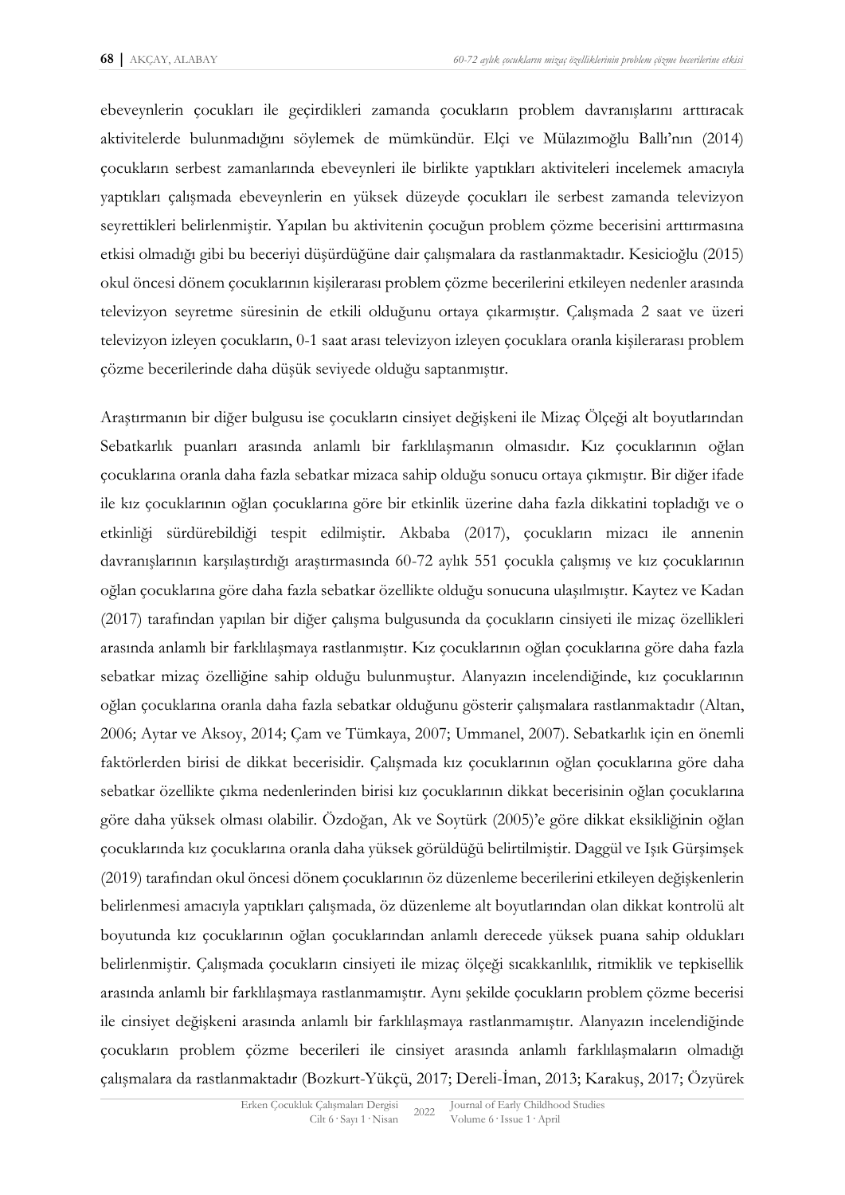ebeveynlerin çocukları ile geçirdikleri zamanda çocukların problem davranışlarını arttıracak aktivitelerde bulunmadığını söylemek de mümkündür. Elçi ve Mülazımoğlu Ballı'nın (2014) çocukların serbest zamanlarında ebeveynleri ile birlikte yaptıkları aktiviteleri incelemek amacıyla yaptıkları çalışmada ebeveynlerin en yüksek düzeyde çocukları ile serbest zamanda televizyon seyrettikleri belirlenmiştir. Yapılan bu aktivitenin çocuğun problem çözme becerisini arttırmasına etkisi olmadığı gibi bu beceriyi düşürdüğüne dair çalışmalara da rastlanmaktadır. Kesicioğlu (2015) okul öncesi dönem çocuklarının kişilerarası problem çözme becerilerini etkileyen nedenler arasında televizyon seyretme süresinin de etkili olduğunu ortaya çıkarmıştır. Çalışmada 2 saat ve üzeri televizyon izleyen çocukların, 0-1 saat arası televizyon izleyen çocuklara oranla kişilerarası problem çözme becerilerinde daha düşük seviyede olduğu saptanmıştır.

Araştırmanın bir diğer bulgusu ise çocukların cinsiyet değişkeni ile Mizaç Ölçeği alt boyutlarından Sebatkarlık puanları arasında anlamlı bir farklılaşmanın olmasıdır. Kız çocuklarının oğlan çocuklarına oranla daha fazla sebatkar mizaca sahip olduğu sonucu ortaya çıkmıştır. Bir diğer ifade ile kız çocuklarının oğlan çocuklarına göre bir etkinlik üzerine daha fazla dikkatini topladığı ve o etkinliği sürdürebildiği tespit edilmiştir. Akbaba (2017), çocukların mizacı ile annenin davranışlarının karşılaştırdığı araştırmasında 60-72 aylık 551 çocukla çalışmış ve kız çocuklarının oğlan çocuklarına göre daha fazla sebatkar özellikte olduğu sonucuna ulaşılmıştır. Kaytez ve Kadan (2017) tarafından yapılan bir diğer çalışma bulgusunda da çocukların cinsiyeti ile mizaç özellikleri arasında anlamlı bir farklılaşmaya rastlanmıştır. Kız çocuklarının oğlan çocuklarına göre daha fazla sebatkar mizaç özelliğine sahip olduğu bulunmuştur. Alanyazın incelendiğinde, kız çocuklarının oğlan çocuklarına oranla daha fazla sebatkar olduğunu gösterir çalışmalara rastlanmaktadır (Altan, 2006; Aytar ve Aksoy, 2014; Çam ve Tümkaya, 2007; Ummanel, 2007). Sebatkarlık için en önemli faktörlerden birisi de dikkat becerisidir. Çalışmada kız çocuklarının oğlan çocuklarına göre daha sebatkar özellikte çıkma nedenlerinden birisi kız çocuklarının dikkat becerisinin oğlan çocuklarına göre daha yüksek olması olabilir. Özdoğan, Ak ve Soytürk (2005)'e göre dikkat eksikliğinin oğlan çocuklarında kız çocuklarına oranla daha yüksek görüldüğü belirtilmiştir. Daggül ve Işık Gürşimşek (2019) tarafından okul öncesi dönem çocuklarının öz düzenleme becerilerini etkileyen değişkenlerin belirlenmesi amacıyla yaptıkları çalışmada, öz düzenleme alt boyutlarından olan dikkat kontrolü alt boyutunda kız çocuklarının oğlan çocuklarından anlamlı derecede yüksek puana sahip oldukları belirlenmiştir. Çalışmada çocukların cinsiyeti ile mizaç ölçeği sıcakkanlılık, ritmiklik ve tepkisellik arasında anlamlı bir farklılaşmaya rastlanmamıştır. Aynı şekilde çocukların problem çözme becerisi ile cinsiyet değişkeni arasında anlamlı bir farklılaşmaya rastlanmamıştır. Alanyazın incelendiğinde çocukların problem çözme becerileri ile cinsiyet arasında anlamlı farklılaşmaların olmadığı çalışmalara da rastlanmaktadır (Bozkurt-Yükçü, 2017; Dereli-İman, 2013; Karakuş, 2017; Özyürek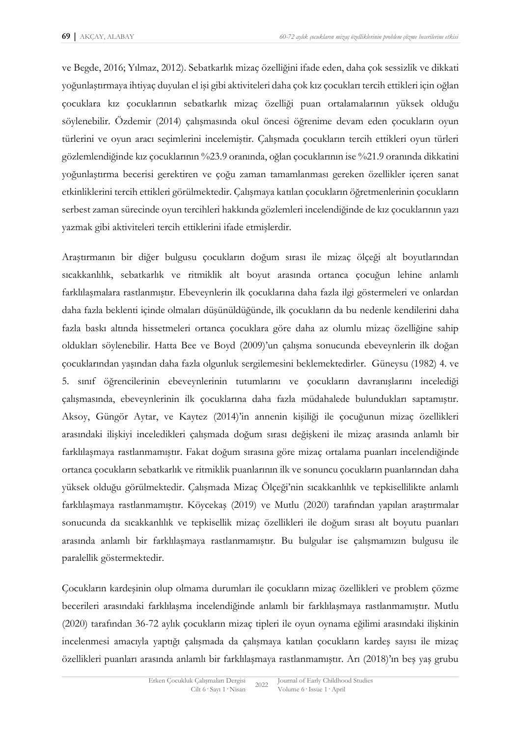ve Begde, 2016; Yılmaz, 2012). Sebatkarlık mizaç özelliğini ifade eden, daha çok sessizlik ve dikkati yoğunlaştırmaya ihtiyaç duyulan el işi gibi aktiviteleri daha çok kız çocukları tercih ettikleri için oğlan çocuklara kız çocuklarının sebatkarlık mizaç özelliği puan ortalamalarının yüksek olduğu söylenebilir. Özdemir (2014) çalışmasında okul öncesi öğrenime devam eden çocukların oyun türlerini ve oyun aracı seçimlerini incelemiştir. Çalışmada çocukların tercih ettikleri oyun türleri gözlemlendiğinde kız çocuklarının %23.9 oranında, oğlan çocuklarının ise %21.9 oranında dikkatini yoğunlaştırma becerisi gerektiren ve çoğu zaman tamamlanması gereken özellikler içeren sanat etkinliklerini tercih ettikleri görülmektedir. Çalışmaya katılan çocukların öğretmenlerinin çocukların serbest zaman sürecinde oyun tercihleri hakkında gözlemleri incelendiğinde de kız çocuklarının yazı yazmak gibi aktiviteleri tercih ettiklerini ifade etmişlerdir.

Araştırmanın bir diğer bulgusu çocukların doğum sırası ile mizaç ölçeği alt boyutlarından sıcakkanlılık, sebatkarlık ve ritmiklik alt boyut arasında ortanca çocuğun lehine anlamlı farklılaşmalara rastlanmıştır. Ebeveynlerin ilk çocuklarına daha fazla ilgi göstermeleri ve onlardan daha fazla beklenti içinde olmaları düşünüldüğünde, ilk çocukların da bu nedenle kendilerini daha fazla baskı altında hissetmeleri ortanca çocuklara göre daha az olumlu mizaç özelliğine sahip oldukları söylenebilir. Hatta Bee ve Boyd (2009)'un çalışma sonucunda ebeveynlerin ilk doğan çocuklarından yaşından daha fazla olgunluk sergilemesini beklemektedirler. Güneysu (1982) 4. ve 5. sınıf öğrencilerinin ebeveynlerinin tutumlarını ve çocukların davranışlarını incelediği çalışmasında, ebeveynlerinin ilk çocuklarına daha fazla müdahalede bulundukları saptamıştır. Aksoy, Güngör Aytar, ve Kaytez (2014)'in annenin kişiliği ile çocuğunun mizaç özellikleri arasındaki ilişkiyi inceledikleri çalışmada doğum sırası değişkeni ile mizaç arasında anlamlı bir farklılaşmaya rastlanmamıştır. Fakat doğum sırasına göre mizaç ortalama puanları incelendiğinde ortanca çocukların sebatkarlık ve ritmiklik puanlarının ilk ve sonuncu çocukların puanlarından daha yüksek olduğu görülmektedir. Çalışmada Mizaç Ölçeği'nin sıcakkanlılık ve tepkisellilikte anlamlı farklılaşmaya rastlanmamıştır. Köycekaş (2019) ve Mutlu (2020) tarafından yapılan araştırmalar sonucunda da sıcakkanlılık ve tepkisellik mizaç özellikleri ile doğum sırası alt boyutu puanları arasında anlamlı bir farklılaşmaya rastlanmamıştır. Bu bulgular ise çalışmamızın bulgusu ile paralellik göstermektedir.

Çocukların kardeşinin olup olmama durumları ile çocukların mizaç özellikleri ve problem çözme becerileri arasındaki farklılaşma incelendiğinde anlamlı bir farklılaşmaya rastlanmamıştır. Mutlu (2020) tarafından 36-72 aylık çocukların mizaç tipleri ile oyun oynama eğilimi arasındaki ilişkinin incelenmesi amacıyla yaptığı çalışmada da çalışmaya katılan çocukların kardeş sayısı ile mizaç özellikleri puanları arasında anlamlı bir farklılaşmaya rastlanmamıştır. Arı (2018)'ın beş yaş grubu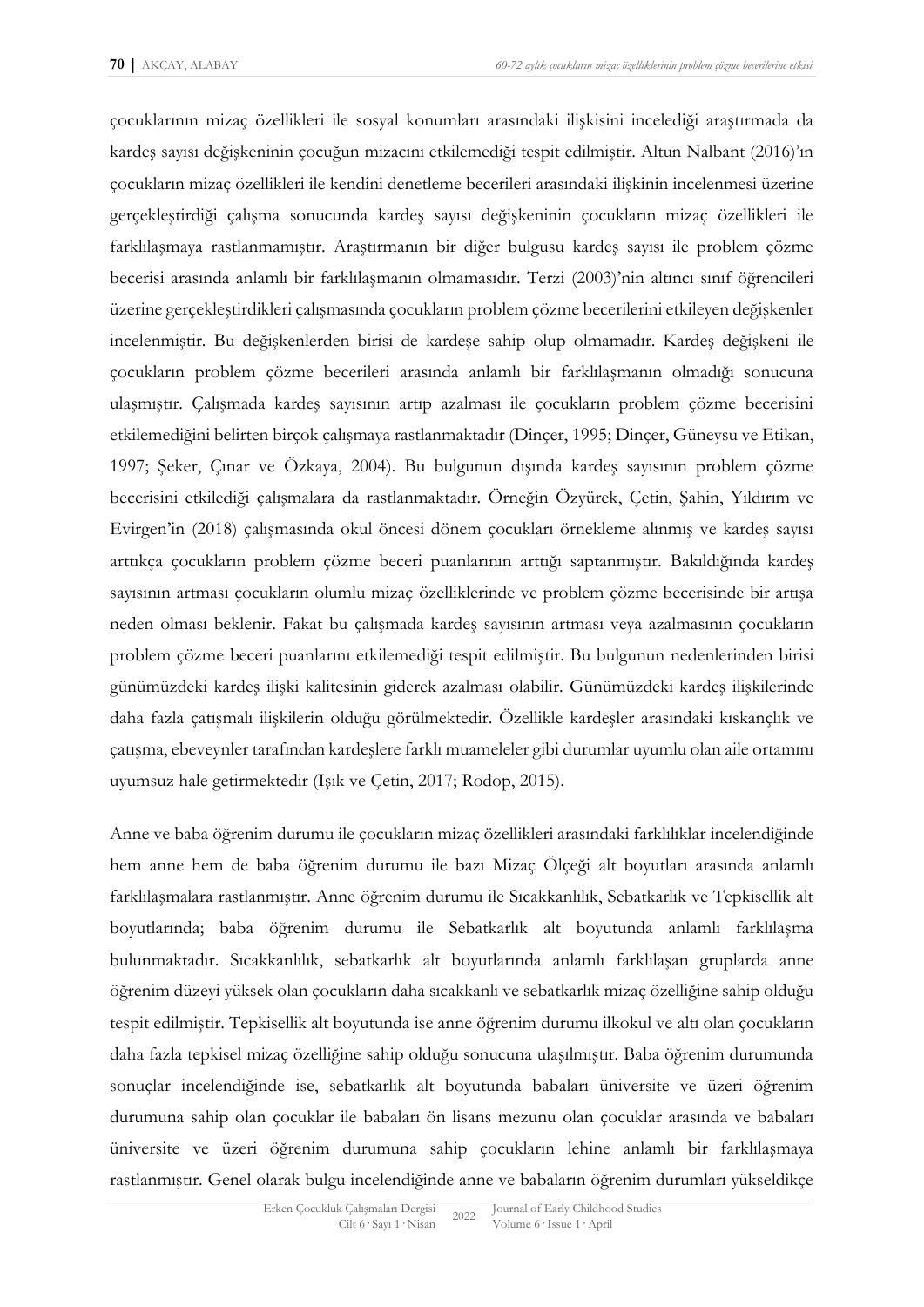çocuklarının mizaç özellikleri ile sosyal konumları arasındaki ilişkisini incelediği araştırmada da kardeş sayısı değişkeninin çocuğun mizacını etkilemediği tespit edilmiştir. Altun Nalbant (2016)'ın çocukların mizaç özellikleri ile kendini denetleme becerileri arasındaki ilişkinin incelenmesi üzerine gerçekleştirdiği çalışma sonucunda kardeş sayısı değişkeninin çocukların mizaç özellikleri ile farklılaşmaya rastlanmamıştır. Araştırmanın bir diğer bulgusu kardeş sayısı ile problem çözme becerisi arasında anlamlı bir farklılaşmanın olmamasıdır. Terzi (2003)'nin altıncı sınıf öğrencileri üzerine gerçekleştirdikleri çalışmasında çocukların problem çözme becerilerini etkileyen değişkenler incelenmiştir. Bu değişkenlerden birisi de kardeşe sahip olup olmamadır. Kardeş değişkeni ile çocukların problem çözme becerileri arasında anlamlı bir farklılaşmanın olmadığı sonucuna ulaşmıştır. Çalışmada kardeş sayısının artıp azalması ile çocukların problem çözme becerisini etkilemediğini belirten birçok çalışmaya rastlanmaktadır (Dinçer, 1995; Dinçer, Güneysu ve Etikan, 1997; Şeker, Çınar ve Özkaya, 2004). Bu bulgunun dışında kardeş sayısının problem çözme becerisini etkilediği çalışmalara da rastlanmaktadır. Örneğin Özyürek, Çetin, Şahin, Yıldırım ve Evirgen'in (2018) çalışmasında okul öncesi dönem çocukları örnekleme alınmış ve kardeş sayısı arttıkça çocukların problem çözme beceri puanlarının arttığı saptanmıştır. Bakıldığında kardeş sayısının artması çocukların olumlu mizaç özelliklerinde ve problem çözme becerisinde bir artışa neden olması beklenir. Fakat bu çalışmada kardeş sayısının artması veya azalmasının çocukların problem çözme beceri puanlarını etkilemediği tespit edilmiştir. Bu bulgunun nedenlerinden birisi günümüzdeki kardeş ilişki kalitesinin giderek azalması olabilir. Günümüzdeki kardeş ilişkilerinde daha fazla çatışmalı ilişkilerin olduğu görülmektedir. Özellikle kardeşler arasındaki kıskançlık ve çatışma, ebeveynler tarafından kardeşlere farklı muameleler gibi durumlar uyumlu olan aile ortamını uyumsuz hale getirmektedir (Işık ve Çetin, 2017; Rodop, 2015).

Anne ve baba öğrenim durumu ile çocukların mizaç özellikleri arasındaki farklılıklar incelendiğinde hem anne hem de baba öğrenim durumu ile bazı Mizaç Ölçeği alt boyutları arasında anlamlı farklılaşmalara rastlanmıştır. Anne öğrenim durumu ile Sıcakkanlılık, Sebatkarlık ve Tepkisellik alt boyutlarında; baba öğrenim durumu ile Sebatkarlık alt boyutunda anlamlı farklılaşma bulunmaktadır. Sıcakkanlılık, sebatkarlık alt boyutlarında anlamlı farklılaşan gruplarda anne öğrenim düzeyi yüksek olan çocukların daha sıcakkanlı ve sebatkarlık mizaç özelliğine sahip olduğu tespit edilmiştir. Tepkisellik alt boyutunda ise anne öğrenim durumu ilkokul ve altı olan çocukların daha fazla tepkisel mizaç özelliğine sahip olduğu sonucuna ulaşılmıştır. Baba öğrenim durumunda sonuçlar incelendiğinde ise, sebatkarlık alt boyutunda babaları üniversite ve üzeri öğrenim durumuna sahip olan çocuklar ile babaları ön lisans mezunu olan çocuklar arasında ve babaları üniversite ve üzeri öğrenim durumuna sahip çocukların lehine anlamlı bir farklılaşmaya rastlanmıştır. Genel olarak bulgu incelendiğinde anne ve babaların öğrenim durumları yükseldikçe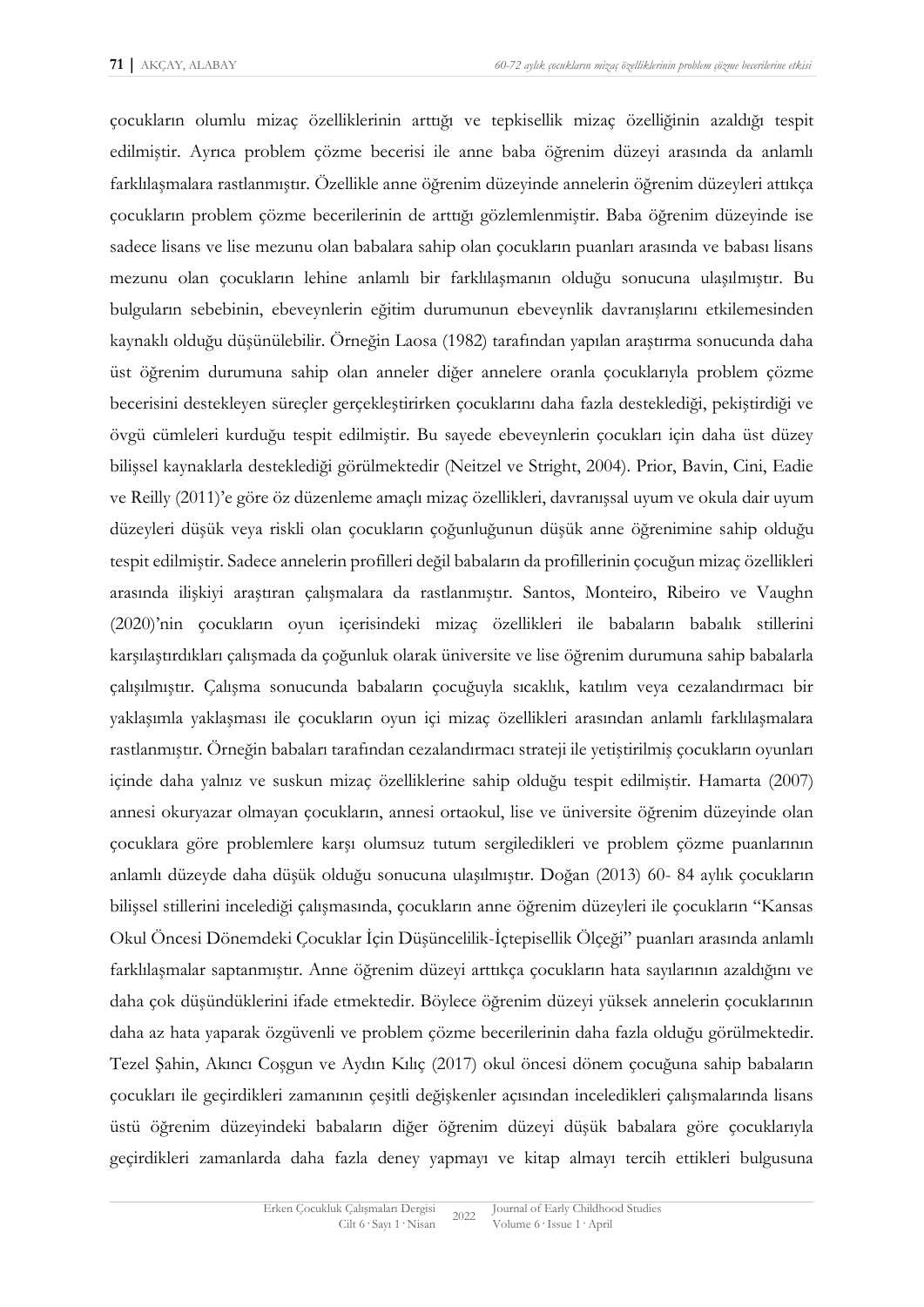çocukların olumlu mizaç özelliklerinin arttığı ve tepkisellik mizaç özelliğinin azaldığı tespit edilmiştir. Ayrıca problem çözme becerisi ile anne baba öğrenim düzeyi arasında da anlamlı farklılaşmalara rastlanmıştır. Özellikle anne öğrenim düzeyinde annelerin öğrenim düzeyleri attıkça çocukların problem çözme becerilerinin de arttığı gözlemlenmiştir. Baba öğrenim düzeyinde ise sadece lisans ve lise mezunu olan babalara sahip olan çocukların puanları arasında ve babası lisans mezunu olan çocukların lehine anlamlı bir farklılaşmanın olduğu sonucuna ulaşılmıştır. Bu bulguların sebebinin, ebeveynlerin eğitim durumunun ebeveynlik davranışlarını etkilemesinden kaynaklı olduğu düşünülebilir. Örneğin Laosa (1982) tarafından yapılan araştırma sonucunda daha üst öğrenim durumuna sahip olan anneler diğer annelere oranla çocuklarıyla problem çözme becerisini destekleyen süreçler gerçekleştirirken çocuklarını daha fazla desteklediği, pekiştirdiği ve övgü cümleleri kurduğu tespit edilmiştir. Bu sayede ebeveynlerin çocukları için daha üst düzey bilişsel kaynaklarla desteklediği görülmektedir (Neitzel ve Stright, 2004). Prior, Bavin, Cini, Eadie ve Reilly (2011)'e göre öz düzenleme amaçlı mizaç özellikleri, davranışsal uyum ve okula dair uyum düzeyleri düşük veya riskli olan çocukların çoğunluğunun düşük anne öğrenimine sahip olduğu tespit edilmiştir. Sadece annelerin profilleri değil babaların da profillerinin çocuğun mizaç özellikleri arasında ilişkiyi araştıran çalışmalara da rastlanmıştır. Santos, Monteiro, Ribeiro ve Vaughn (2020)'nin çocukların oyun içerisindeki mizaç özellikleri ile babaların babalık stillerini karşılaştırdıkları çalışmada da çoğunluk olarak üniversite ve lise öğrenim durumuna sahip babalarla çalışılmıştır. Çalışma sonucunda babaların çocuğuyla sıcaklık, katılım veya cezalandırmacı bir yaklaşımla yaklaşması ile çocukların oyun içi mizaç özellikleri arasından anlamlı farklılaşmalara rastlanmıştır. Örneğin babaları tarafından cezalandırmacı strateji ile yetiştirilmiş çocukların oyunları içinde daha yalnız ve suskun mizaç özelliklerine sahip olduğu tespit edilmiştir. Hamarta (2007) annesi okuryazar olmayan çocukların, annesi ortaokul, lise ve üniversite öğrenim düzeyinde olan çocuklara göre problemlere karşı olumsuz tutum sergiledikleri ve problem çözme puanlarının anlamlı düzeyde daha düşük olduğu sonucuna ulaşılmıştır. Doğan (2013) 60- 84 aylık çocukların bilişsel stillerini incelediği çalışmasında, çocukların anne öğrenim düzeyleri ile çocukların "Kansas Okul Öncesi Dönemdeki Çocuklar İçin Düşüncelilik-İçtepisellik Ölçeği" puanları arasında anlamlı farklılaşmalar saptanmıştır. Anne öğrenim düzeyi arttıkça çocukların hata sayılarının azaldığını ve daha çok düşündüklerini ifade etmektedir. Böylece öğrenim düzeyi yüksek annelerin çocuklarının daha az hata yaparak özgüvenli ve problem çözme becerilerinin daha fazla olduğu görülmektedir. Tezel Şahin, Akıncı Coşgun ve Aydın Kılıç (2017) okul öncesi dönem çocuğuna sahip babaların çocukları ile geçirdikleri zamanının çeşitli değişkenler açısından inceledikleri çalışmalarında lisans üstü öğrenim düzeyindeki babaların diğer öğrenim düzeyi düşük babalara göre çocuklarıyla geçirdikleri zamanlarda daha fazla deney yapmayı ve kitap almayı tercih ettikleri bulgusuna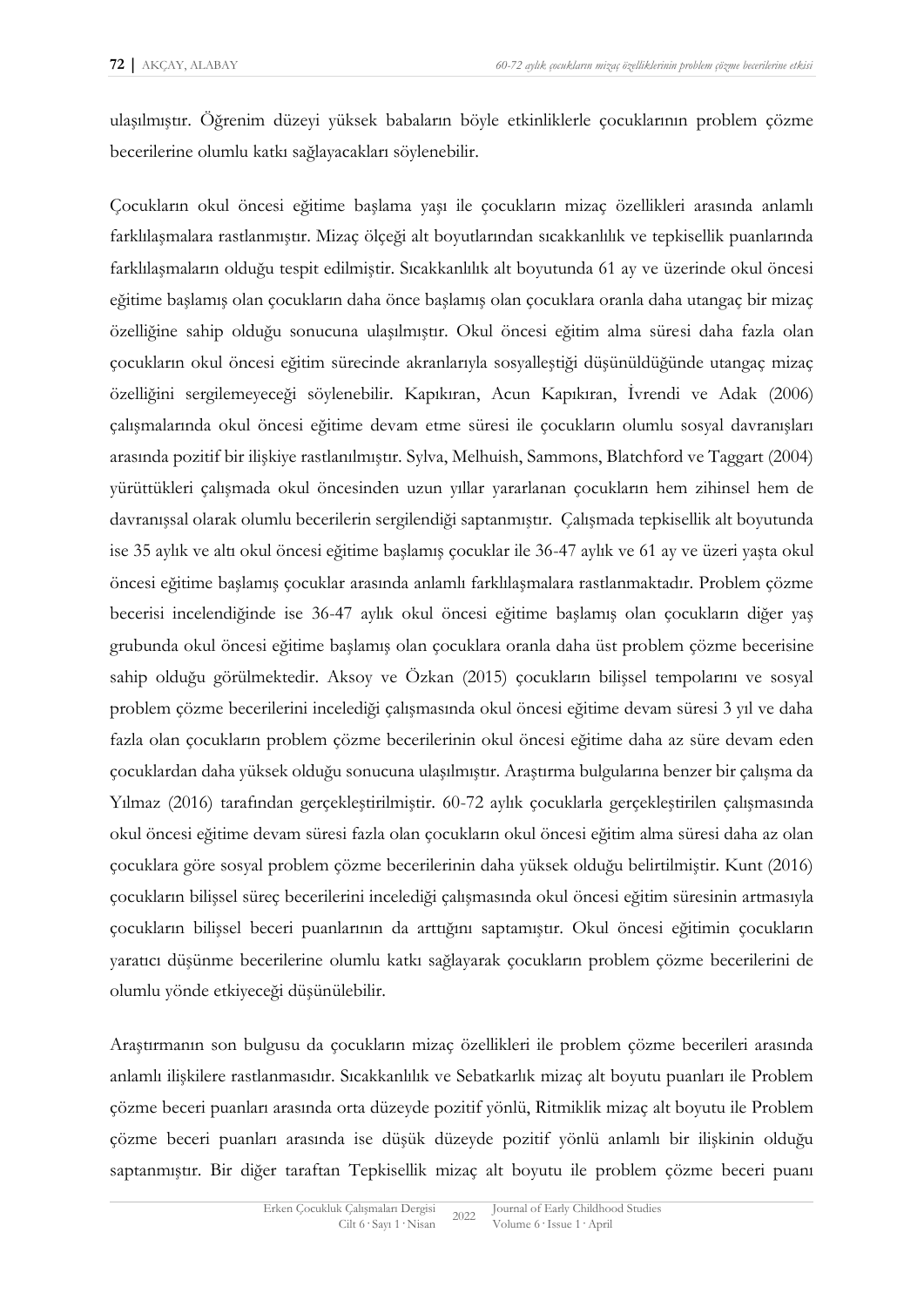ulaşılmıştır. Öğrenim düzeyi yüksek babaların böyle etkinliklerle çocuklarının problem çözme becerilerine olumlu katkı sağlayacakları söylenebilir.

Çocukların okul öncesi eğitime başlama yaşı ile çocukların mizaç özellikleri arasında anlamlı farklılaşmalara rastlanmıştır. Mizaç ölçeği alt boyutlarından sıcakkanlılık ve tepkisellik puanlarında farklılaşmaların olduğu tespit edilmiştir. Sıcakkanlılık alt boyutunda 61 ay ve üzerinde okul öncesi eğitime başlamış olan çocukların daha önce başlamış olan çocuklara oranla daha utangaç bir mizaç özelliğine sahip olduğu sonucuna ulaşılmıştır. Okul öncesi eğitim alma süresi daha fazla olan çocukların okul öncesi eğitim sürecinde akranlarıyla sosyalleştiği düşünüldüğünde utangaç mizaç özelliğini sergilemeyeceği söylenebilir. Kapıkıran, Acun Kapıkıran, İvrendi ve Adak (2006) çalışmalarında okul öncesi eğitime devam etme süresi ile çocukların olumlu sosyal davranışları arasında pozitif bir ilişkiye rastlanılmıştır. Sylva, Melhuish, Sammons, Blatchford ve Taggart (2004) yürüttükleri çalışmada okul öncesinden uzun yıllar yararlanan çocukların hem zihinsel hem de davranışsal olarak olumlu becerilerin sergilendiği saptanmıştır. Çalışmada tepkisellik alt boyutunda ise 35 aylık ve altı okul öncesi eğitime başlamış çocuklar ile 36-47 aylık ve 61 ay ve üzeri yaşta okul öncesi eğitime başlamış çocuklar arasında anlamlı farklılaşmalara rastlanmaktadır. Problem çözme becerisi incelendiğinde ise 36-47 aylık okul öncesi eğitime başlamış olan çocukların diğer yaş grubunda okul öncesi eğitime başlamış olan çocuklara oranla daha üst problem çözme becerisine sahip olduğu görülmektedir. Aksoy ve Özkan (2015) çocukların bilişsel tempolarını ve sosyal problem çözme becerilerini incelediği çalışmasında okul öncesi eğitime devam süresi 3 yıl ve daha fazla olan çocukların problem çözme becerilerinin okul öncesi eğitime daha az süre devam eden çocuklardan daha yüksek olduğu sonucuna ulaşılmıştır. Araştırma bulgularına benzer bir çalışma da Yılmaz (2016) tarafından gerçekleştirilmiştir. 60-72 aylık çocuklarla gerçekleştirilen çalışmasında okul öncesi eğitime devam süresi fazla olan çocukların okul öncesi eğitim alma süresi daha az olan çocuklara göre sosyal problem çözme becerilerinin daha yüksek olduğu belirtilmiştir. Kunt (2016) çocukların bilişsel süreç becerilerini incelediği çalışmasında okul öncesi eğitim süresinin artmasıyla çocukların bilişsel beceri puanlarının da arttığını saptamıştır. Okul öncesi eğitimin çocukların yaratıcı düşünme becerilerine olumlu katkı sağlayarak çocukların problem çözme becerilerini de olumlu yönde etkiyeceği düşünülebilir.

Araştırmanın son bulgusu da çocukların mizaç özellikleri ile problem çözme becerileri arasında anlamlı ilişkilere rastlanmasıdır. Sıcakkanlılık ve Sebatkarlık mizaç alt boyutu puanları ile Problem çözme beceri puanları arasında orta düzeyde pozitif yönlü, Ritmiklik mizaç alt boyutu ile Problem çözme beceri puanları arasında ise düşük düzeyde pozitif yönlü anlamlı bir ilişkinin olduğu saptanmıştır. Bir diğer taraftan Tepkisellik mizaç alt boyutu ile problem çözme beceri puanı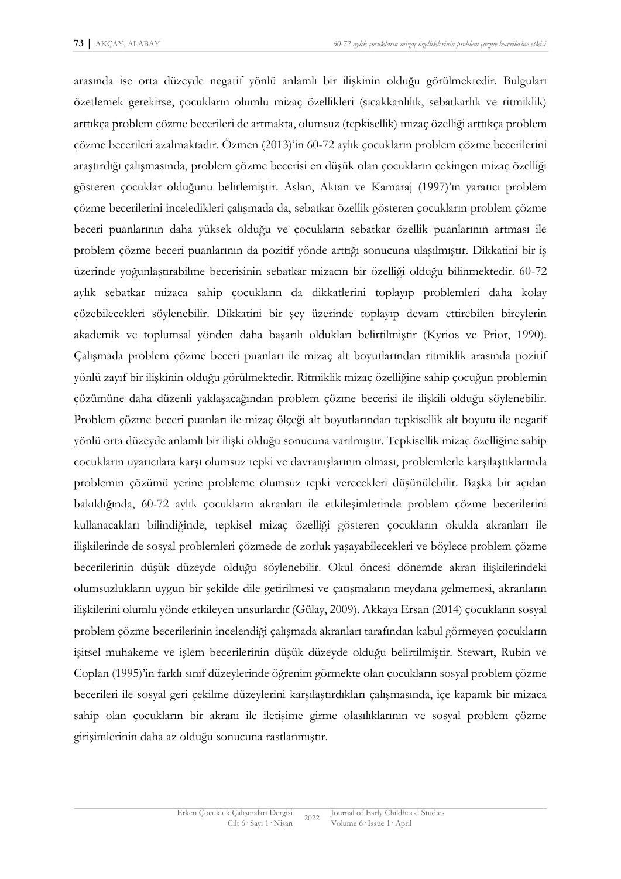arasında ise orta düzeyde negatif yönlü anlamlı bir ilişkinin olduğu görülmektedir. Bulguları özetlemek gerekirse, çocukların olumlu mizaç özellikleri (sıcakkanlılık, sebatkarlık ve ritmiklik) arttıkça problem çözme becerileri de artmakta, olumsuz (tepkisellik) mizaç özelliği arttıkça problem çözme becerileri azalmaktadır. Özmen (2013)'in 60-72 aylık çocukların problem çözme becerilerini araştırdığı çalışmasında, problem çözme becerisi en düşük olan çocukların çekingen mizaç özelliği gösteren çocuklar olduğunu belirlemiştir. Aslan, Aktan ve Kamaraj (1997)'ın yaratıcı problem çözme becerilerini inceledikleri çalışmada da, sebatkar özellik gösteren çocukların problem çözme beceri puanlarının daha yüksek olduğu ve çocukların sebatkar özellik puanlarının artması ile problem çözme beceri puanlarının da pozitif yönde arttığı sonucuna ulaşılmıştır. Dikkatini bir iş üzerinde yoğunlaştırabilme becerisinin sebatkar mizacın bir özelliği olduğu bilinmektedir. 60-72 aylık sebatkar mizaca sahip çocukların da dikkatlerini toplayıp problemleri daha kolay çözebilecekleri söylenebilir. Dikkatini bir şey üzerinde toplayıp devam ettirebilen bireylerin akademik ve toplumsal yönden daha başarılı oldukları belirtilmiştir (Kyrios ve Prior, 1990). Çalışmada problem çözme beceri puanları ile mizaç alt boyutlarından ritmiklik arasında pozitif yönlü zayıf bir ilişkinin olduğu görülmektedir. Ritmiklik mizaç özelliğine sahip çocuğun problemin çözümüne daha düzenli yaklaşacağından problem çözme becerisi ile ilişkili olduğu söylenebilir. Problem çözme beceri puanları ile mizaç ölçeği alt boyutlarından tepkisellik alt boyutu ile negatif yönlü orta düzeyde anlamlı bir ilişki olduğu sonucuna varılmıştır. Tepkisellik mizaç özelliğine sahip çocukların uyarıcılara karşı olumsuz tepki ve davranışlarının olması, problemlerle karşılaştıklarında problemin çözümü yerine probleme olumsuz tepki verecekleri düşünülebilir. Başka bir açıdan bakıldığında, 60-72 aylık çocukların akranları ile etkileşimlerinde problem çözme becerilerini kullanacakları bilindiğinde, tepkisel mizaç özelliği gösteren çocukların okulda akranları ile ilişkilerinde de sosyal problemleri çözmede de zorluk yaşayabilecekleri ve böylece problem çözme becerilerinin düşük düzeyde olduğu söylenebilir. Okul öncesi dönemde akran ilişkilerindeki olumsuzlukların uygun bir şekilde dile getirilmesi ve çatışmaların meydana gelmemesi, akranların ilişkilerini olumlu yönde etkileyen unsurlardır (Gülay, 2009). Akkaya Ersan (2014) çocukların sosyal problem çözme becerilerinin incelendiği çalışmada akranları tarafından kabul görmeyen çocukların işitsel muhakeme ve işlem becerilerinin düşük düzeyde olduğu belirtilmiştir. Stewart, Rubin ve Coplan (1995)'in farklı sınıf düzeylerinde öğrenim görmekte olan çocukların sosyal problem çözme becerileri ile sosyal geri çekilme düzeylerini karşılaştırdıkları çalışmasında, içe kapanık bir mizaca sahip olan çocukların bir akranı ile iletişime girme olasılıklarının ve sosyal problem çözme girişimlerinin daha az olduğu sonucuna rastlanmıştır.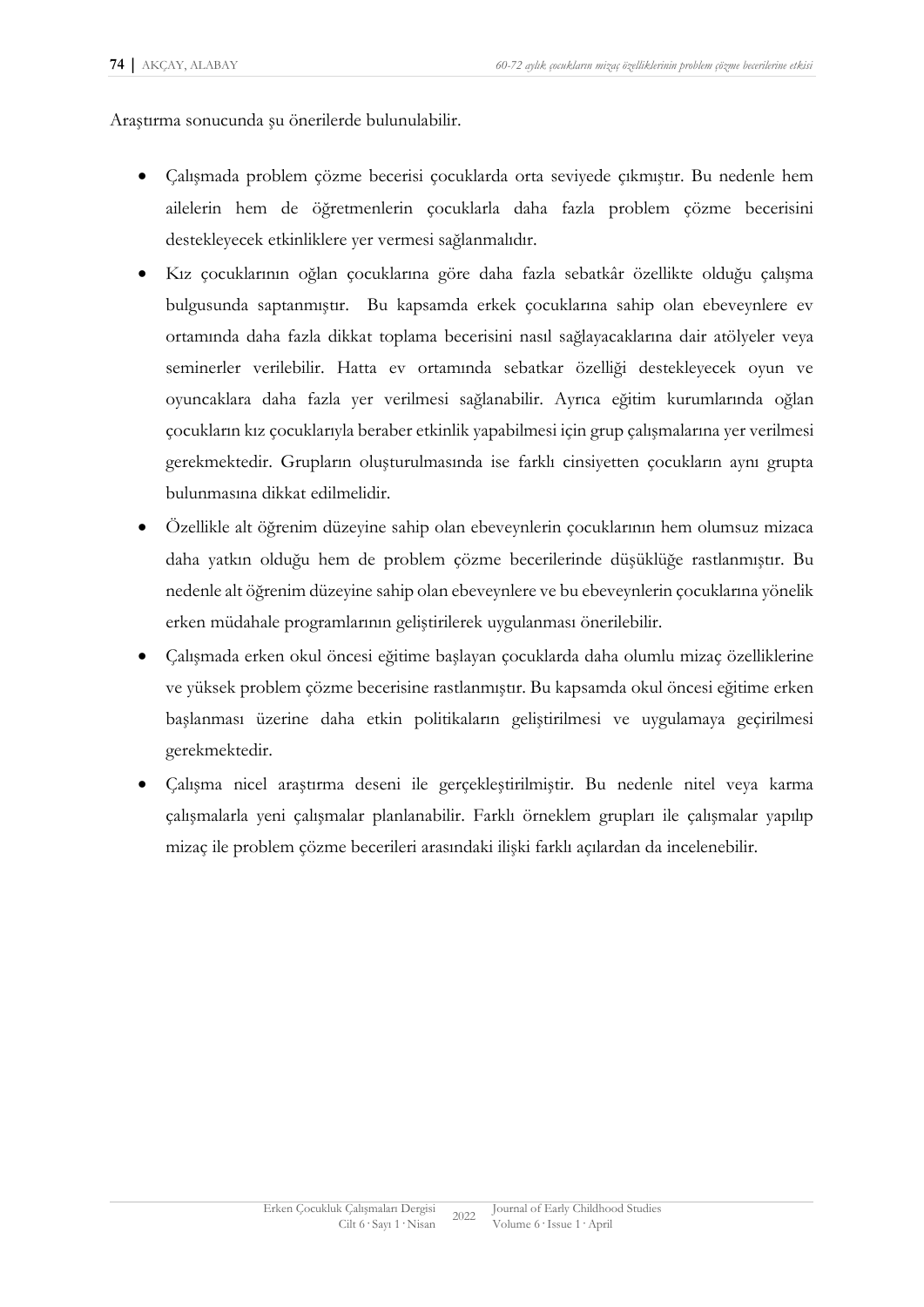Araştırma sonucunda şu önerilerde bulunulabilir.

- Çalışmada problem çözme becerisi çocuklarda orta seviyede çıkmıştır. Bu nedenle hem ailelerin hem de öğretmenlerin çocuklarla daha fazla problem çözme becerisini destekleyecek etkinliklere yer vermesi sağlanmalıdır.
- Kız çocuklarının oğlan çocuklarına göre daha fazla sebatkâr özellikte olduğu çalışma bulgusunda saptanmıştır. Bu kapsamda erkek çocuklarına sahip olan ebeveynlere ev ortamında daha fazla dikkat toplama becerisini nasıl sağlayacaklarına dair atölyeler veya seminerler verilebilir. Hatta ev ortamında sebatkar özelliği destekleyecek oyun ve oyuncaklara daha fazla yer verilmesi sağlanabilir. Ayrıca eğitim kurumlarında oğlan çocukların kız çocuklarıyla beraber etkinlik yapabilmesi için grup çalışmalarına yer verilmesi gerekmektedir. Grupların oluşturulmasında ise farklı cinsiyetten çocukların aynı grupta bulunmasına dikkat edilmelidir.
- Özellikle alt öğrenim düzeyine sahip olan ebeveynlerin çocuklarının hem olumsuz mizaca daha yatkın olduğu hem de problem çözme becerilerinde düşüklüğe rastlanmıştır. Bu nedenle alt öğrenim düzeyine sahip olan ebeveynlere ve bu ebeveynlerin çocuklarına yönelik erken müdahale programlarının geliştirilerek uygulanması önerilebilir.
- Çalışmada erken okul öncesi eğitime başlayan çocuklarda daha olumlu mizaç özelliklerine ve yüksek problem çözme becerisine rastlanmıştır. Bu kapsamda okul öncesi eğitime erken başlanması üzerine daha etkin politikaların geliştirilmesi ve uygulamaya geçirilmesi gerekmektedir.
- Çalışma nicel araştırma deseni ile gerçekleştirilmiştir. Bu nedenle nitel veya karma çalışmalarla yeni çalışmalar planlanabilir. Farklı örneklem grupları ile çalışmalar yapılıp mizaç ile problem çözme becerileri arasındaki ilişki farklı açılardan da incelenebilir.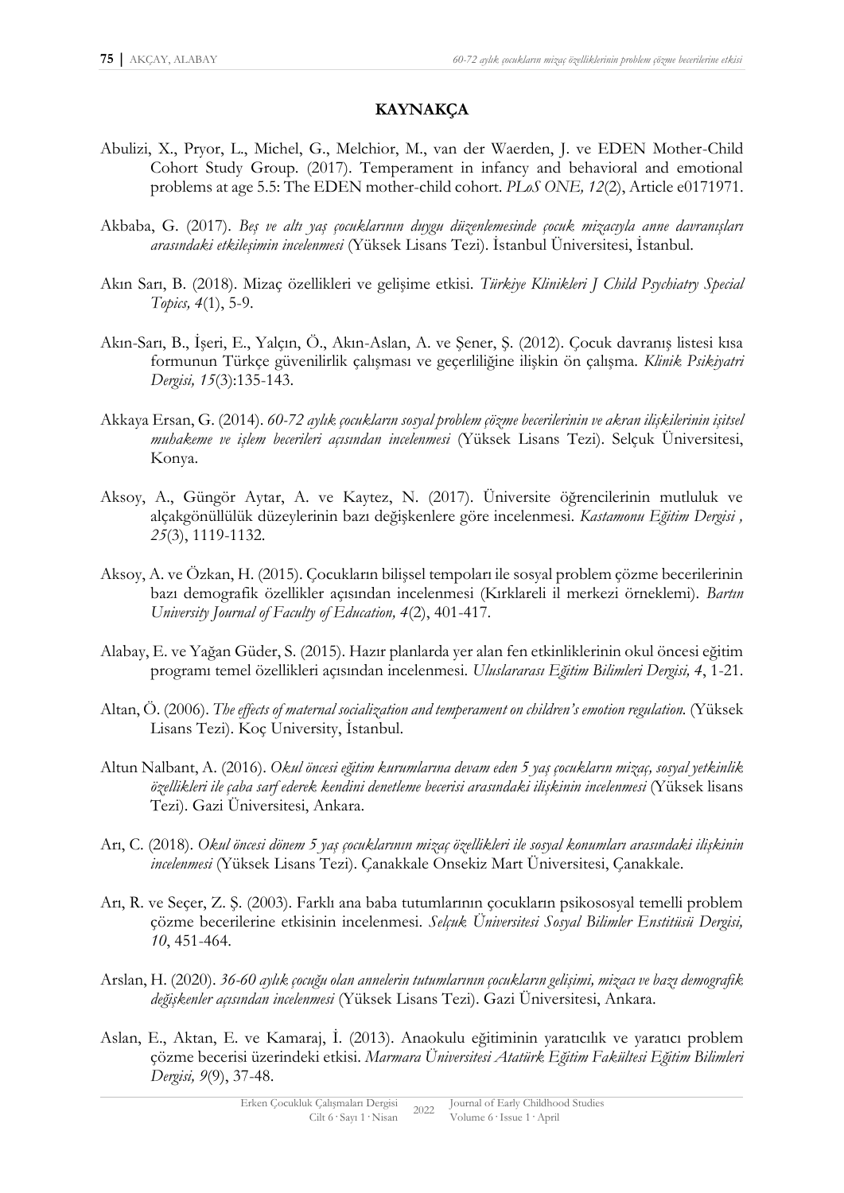## KAYNAKÇA

Abulizi, X., Pryor, L., Michel, G., Melchior, M., van der Waerden, J. ve EDEN Mother-Child Cohort Study Group. (2017). Temperament in infancy and behavioral and emotional problems at age 5.5: The EDEN mother-child cohort. *PLoS ONE, 12*(2), Article e0171971.

Akbaba, G. (2017). *Beş ve altı yaş çocuklarının duygu düzenlemesinde çocuk mizacıyla anne davranışları arasındaki etkileşimin incelenmesi* (Yüksek Lisans Tezi). İstanbul Üniversitesi, İstanbul.

Akın Sarı, B. (2018). Mizaç özellikleri ve gelişime etkisi. *Türkiye Klinikleri J Child Psychiatry Special Topics, 4*(1), 5-9.

Akın-Sarı, B., İşeri, E., Yalçın, Ö., Akın-Aslan, A. ve Şener, Ş. (2012). Çocuk davranış listesi kısa formunun Türkçe güvenilirlik çalışması ve geçerliliğine ilişkin ön çalışma. *Klinik Psikiyatri Dergisi, 15*(3):135-143.

Akkaya Ersan, G. (2014). *60-72 aylık çocukların sosyal problem çözme becerilerinin ve akran ilişkilerinin işitsel muhakeme ve işlem becerileri açısından incelenmesi* (Yüksek Lisans Tezi). Selçuk Üniversitesi, Konya.

Aksoy, A., Güngör Aytar, A. ve Kaytez, N. (2017). Üniversite öğrencilerinin mutluluk ve alçakgönüllülük düzeylerinin bazı değişkenlere göre incelenmesi. *Kastamonu Eğitim Dergisi , 25*(3), 1119-1132.

Aksoy, A. ve Özkan, H. (2015). Çocukların bilişsel tempoları ile sosyal problem çözme becerilerinin bazı demografik özellikler açısından incelenmesi (Kırklareli il merkezi örneklemi). *Bartın University Journal of Faculty of Education, 4*(2), 401-417.

Alabay, E. ve Yağan Güder, S. (2015). Hazır planlarda yer alan fen etkinliklerinin okul öncesi eğitim programı temel özellikleri açısından incelenmesi. *Uluslararası Eğitim Bilimleri Dergisi, 4*, 1-21.

Altan, Ö. (2006). *The effects of maternal socialization and temperament on children's emotion regulation.* (Yüksek Lisans Tezi). Koç University, İstanbul.

Altun Nalbant, A. (2016). *Okul öncesi eğitim kurumlarına devam eden 5 yaş çocukların mizaç, sosyal yetkinlik özellikleri ile çaba sarf ederek kendini denetleme becerisi arasındaki ilişkinin incelenmesi* (Yüksek lisans Tezi). Gazi Üniversitesi, Ankara.

Arı, C. (2018). *Okul öncesi dönem 5 yaş çocuklarının mizaç özellikleri ile sosyal konumları arasındaki ilişkinin incelenmesi* (Yüksek Lisans Tezi). Çanakkale Onsekiz Mart Üniversitesi, Çanakkale.

Arı, R. ve Seçer, Z. Ş. (2003). Farklı ana baba tutumlarının çocukların psikososyal temelli problem çözme becerilerine etkisinin incelenmesi. *Selçuk Üniversitesi Sosyal Bilimler Enstitüsü Dergisi, 10*, 451-464.

Arslan, H. (2020). *36-60 aylık çocuğu olan annelerin tutumlarının çocukların gelişimi, mizacı ve bazı demografik değişkenler açısından incelenmesi* (Yüksek Lisans Tezi). Gazi Üniversitesi, Ankara.

Aslan, E., Aktan, E. ve Kamaraj, İ. (2013). Anaokulu eğitiminin yaratıcılık ve yaratıcı problem çözme becerisi üzerindeki etkisi. *Marmara Üniversitesi Atatürk Eğitim Fakültesi Eğitim Bilimleri Dergisi, 9*(9), 37-48.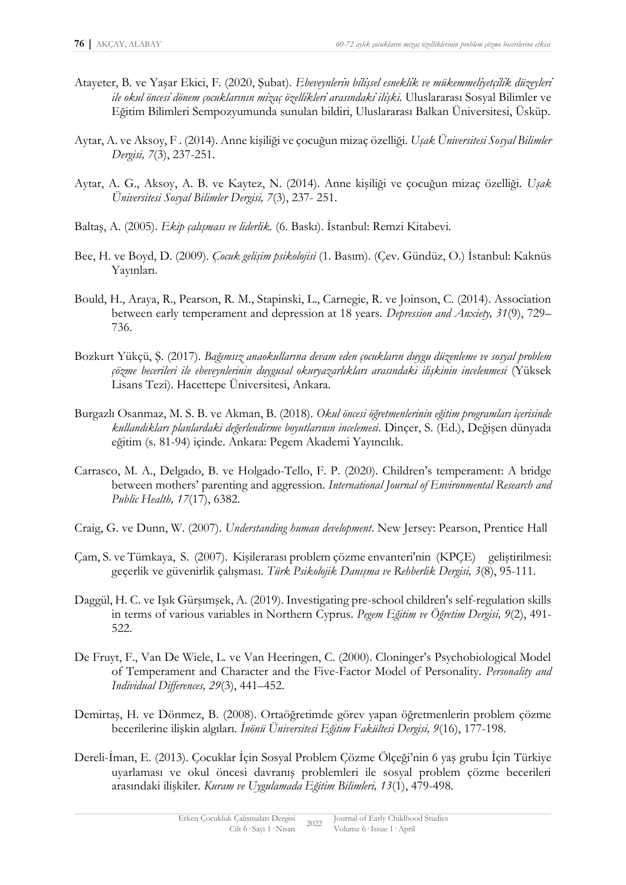Atayeter, B. ve Yaşar Ekici, F. (2020, Şubat). *Ebeveynlerin bilişsel esneklik ve mükemmeliyetçilik düzeyleri ile okul öncesi dönem çocuklarının mizaç özellikleri arasındaki ilişki.* Uluslararası Sosyal Bilimler ve Eğitim Bilimleri Sempozyumunda sunulan bildiri, Uluslararası Balkan Üniversitesi, Üsküp.

Aytar, A. ve Aksoy, F . (2014). Anne kişiliği ve çocuğun mizaç özelliği. *Uşak Üniversitesi Sosyal Bilimler Dergisi, 7*(3), 237-251.

Aytar, A. G., Aksoy, A. B. ve Kaytez, N. (2014). Anne kişiliği ve çocuğun mizaç özelliği. *Uşak Üniversitesi Sosyal Bilimler Dergisi, 7*(3), 237- 251.

Baltaş, A. (2005). *Ekip çalışması ve liderlik.* (6. Baskı). İstanbul: Remzi Kitabevi.

Bee, H. ve Boyd, D. (2009). *Çocuk gelişim psikolojisi* (1. Basım). (Çev. Gündüz, O.) İstanbul: Kaknüs Yayınları.

Bould, H., Araya, R., Pearson, R. M., Stapinski, L., Carnegie, R. ve Joinson, C. (2014). Association between early temperament and depression at 18 years. *Depression and Anxiety, 31*(9), 729–736.

Bozkurt Yükçü, Ş. (2017). *Bağımsız anaokullarına devam eden çocukların duygu düzenleme ve sosyal problem çözme becerileri ile ebeveynlerinin duygusal okuryazarlıkları arasındaki ilişkinin incelenmesi* (Yüksek Lisans Tezi). Hacettepe Üniversitesi, Ankara.

Burgazlı Osanmaz, M. S. B. ve Akman, B. (2018). *Okul öncesi öğretmenlerinin eğitim programları içerisinde kullandıkları planlardaki değerlendirme boyutlarının incelemesi*. Dinçer, S. (Ed.), Değişen dünyada eğitim (s. 81-94) içinde. Ankara: Pegem Akademi Yayıncılık.

Carrasco, M. A., Delgado, B. ve Holgado-Tello, F. P. (2020). Children's temperament: A bridge between mothers' parenting and aggression. *International Journal of Environmental Research and Public Health, 17*(17), 6382.

Craig, G. ve Dunn, W. (2007). *Understanding human development*. New Jersey: Pearson, Prentice Hall

Çam, S. ve Tümkaya, S. (2007). Kişilerarası problem çözme envanteri'nin (KPÇE) geliştirilmesi: geçerlik ve güvenirlik çalışması. *Türk Psikolojik Danışma ve Rehberlik Dergisi, 3*(8), 95-111.

Daggül, H. C. ve Işık Gürşımşek, A. (2019). Investigating pre-school children's self-regulation skills in terms of various variables in Northern Cyprus. *Pegem Eğitim ve Öğretim Dergisi, 9*(2), 491-522.

De Fruyt, F., Van De Wiele, L. ve Van Heeringen, C. (2000). Cloninger's Psychobiological Model of Temperament and Character and the Five-Factor Model of Personality. *Personality and Individual Differences, 29*(3), 441–452.

Demirtaş, H. ve Dönmez, B. (2008). Ortaöğretimde görev yapan öğretmenlerin problem çözme becerilerine ilişkin algıları. *İnönü Üniversitesi Eğitim Fakültesi Dergisi, 9*(16), 177-198.

Dereli-İman, E. (2013). Çocuklar İçin Sosyal Problem Çözme Ölçeği'nin 6 yaş grubu İçin Türkiye uyarlaması ve okul öncesi davranış problemleri ile sosyal problem çözme becerileri arasındaki ilişkiler. *Kuram ve Uygulamada Eğitim Bilimleri, 13*(1), 479-498.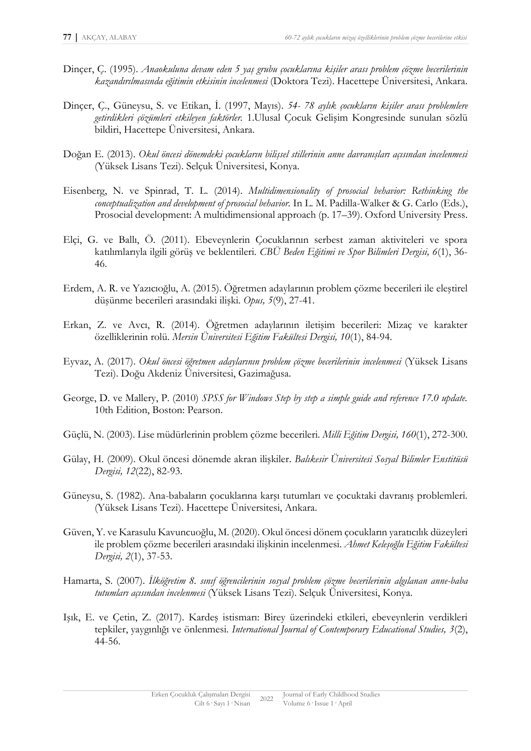Dinçer, Ç. (1995). *Anaokuluna devam eden 5 yaş grubu çocuklarına kişiler arası problem çözme becerilerinin kazandırılmasında eğitimin etkisinin incelenmesi* (Doktora Tezi). Hacettepe Üniversitesi, Ankara.

Dinçer, Ç., Güneysu, S. ve Etikan, İ. (1997, Mayıs). *54- 78 aylık çocukların kişiler arası problemlere getirdikleri çözümleri etkileyen faktörler.* 1.Ulusal Çocuk Gelişim Kongresinde sunulan sözlü bildiri, Hacettepe Üniversitesi, Ankara.

Doğan E. (2013). *Okul öncesi dönemdeki çocukların bilişsel stillerinin anne davranışları açısından incelenmesi* (Yüksek Lisans Tezi). Selçuk Üniversitesi, Konya.

Eisenberg, N. ve Spinrad, T. L. (2014). *Multidimensionality of prosocial behavior: Rethinking the conceptualization and development of prosocial behavior.* In L. M. Padilla-Walker & G. Carlo (Eds.), Prosocial development: A multidimensional approach (p. 17–39). Oxford University Press.

Elçi, G. ve Ballı, Ö. (2011). Ebeveynlerin Çocuklarının serbest zaman aktiviteleri ve spora katılımlarıyla ilgili görüş ve beklentileri. *CBÜ Beden Eğitimi ve Spor Bilimleri Dergisi, 6*(1), 36-46.

Erdem, A. R. ve Yazıcıoğlu, A. (2015). Öğretmen adaylarının problem çözme becerileri ile eleştirel düşünme becerileri arasındaki ilişki. *Opus, 5*(9), 27-41.

Erkan, Z. ve Avcı, R. (2014). Öğretmen adaylarının iletişim becerileri: Mizaç ve karakter özelliklerinin rolü. *Mersin Üniversitesi Eğitim Fakültesi Dergisi, 10*(1), 84-94.

Eyvaz, A. (2017). *Okul öncesi öğretmen adaylarının problem çözme becerilerinin incelenmesi* (Yüksek Lisans Tezi). Doğu Akdeniz Üniversitesi, Gazimağusa.

George, D. ve Mallery, P. (2010) *SPSS for Windows Step by step a simple guide and reference 17.0 update.* 10th Edition, Boston: Pearson.

Güçlü, N. (2003). Lise müdürlerinin problem çözme becerileri. *Milli Eğitim Dergisi, 160*(1), 272-300.

Gülay, H. (2009). Okul öncesi dönemde akran ilişkiler. *Balıkesir Üniversitesi Sosyal Bilimler Enstitüsü Dergisi, 12*(22), 82-93.

Güneysu, S. (1982). Ana-babaların çocuklarına karşı tutumları ve çocuktaki davranış problemleri. (Yüksek Lisans Tezi). Hacettepe Üniversitesi, Ankara.

Güven, Y. ve Karasulu Kavuncuoğlu, M. (2020). Okul öncesi dönem çocukların yaratıcılık düzeyleri ile problem çözme becerileri arasındaki ilişkinin incelenmesi. *Ahmet Keleşoğlu Eğitim Fakültesi Dergisi, 2*(1), 37-53.

Hamarta, S. (2007). *İlköğretim 8. sınıf öğrencilerinin sosyal problem çözme becerilerinin algılanan anne-baba tutumları açısından incelenmesi* (Yüksek Lisans Tezi). Selçuk Üniversitesi, Konya.

Işık, E. ve Çetin, Z. (2017). Kardeş istismarı: Birey üzerindeki etkileri, ebeveynlerin verdikleri tepkiler, yaygınlığı ve önlenmesi. *International Journal of Contemporary Educational Studies, 3*(2), 44-56.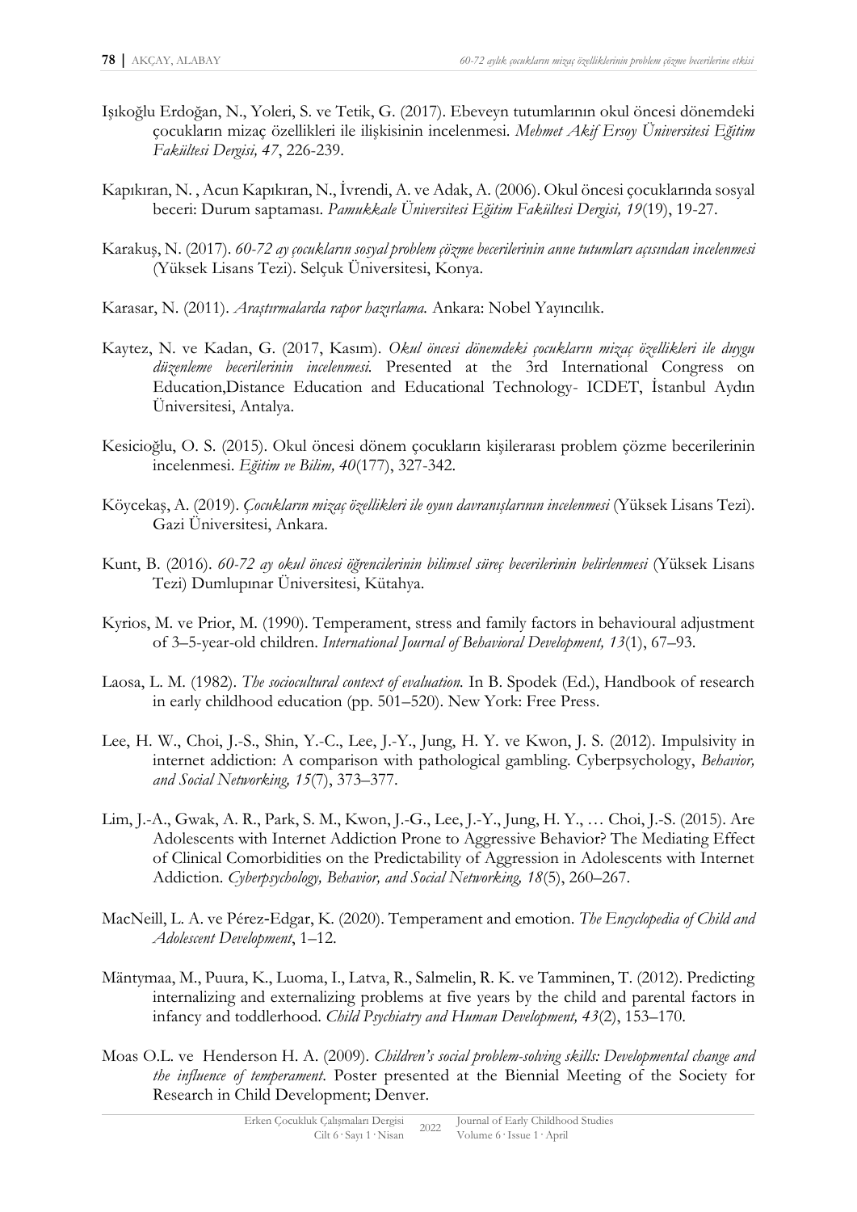Işıkoğlu Erdoğan, N., Yoleri, S. ve Tetik, G. (2017). Ebeveyn tutumlarının okul öncesi dönemdeki çocukların mizaç özellikleri ile ilişkisinin incelenmesi. *Mehmet Akif Ersoy Üniversitesi Eğitim Fakültesi Dergisi, 47*, 226-239.

Kapıkıran, N. , Acun Kapıkıran, N., İvrendi, A. ve Adak, A. (2006). Okul öncesi çocuklarında sosyal beceri: Durum saptaması. *Pamukkale Üniversitesi Eğitim Fakültesi Dergisi, 19*(19), 19-27.

Karakuş, N. (2017). *60-72 ay çocukların sosyal problem çözme becerilerinin anne tutumları açısından incelenmesi* (Yüksek Lisans Tezi). Selçuk Üniversitesi, Konya.

Karasar, N. (2011). *Araştırmalarda rapor hazırlama.* Ankara: Nobel Yayıncılık.

Kaytez, N. ve Kadan, G. (2017, Kasım). *Okul öncesi dönemdeki çocukların mizaç özellikleri ile duygu düzenleme becerilerinin incelenmesi.* Presented at the 3rd International Congress on Education,Distance Education and Educational Technology- ICDET, İstanbul Aydın Üniversitesi, Antalya.

Kesicioğlu, O. S. (2015). Okul öncesi dönem çocukların kişilerarası problem çözme becerilerinin incelenmesi. *Eğitim ve Bilim, 40*(177), 327-342.

Köycekaş, A. (2019). *Çocukların mizaç özellikleri ile oyun davranışlarının incelenmesi* (Yüksek Lisans Tezi). Gazi Üniversitesi, Ankara.

Kunt, B. (2016). *60-72 ay okul öncesi öğrencilerinin bilimsel süreç becerilerinin belirlenmesi* (Yüksek Lisans Tezi) Dumlupınar Üniversitesi, Kütahya.

Kyrios, M. ve Prior, M. (1990). Temperament, stress and family factors in behavioural adjustment of 3–5-year-old children. *International Journal of Behavioral Development, 13*(1), 67–93.

Laosa, L. M. (1982). *The sociocultural context of evaluation.* In B. Spodek (Ed.), Handbook of research in early childhood education (pp. 501–520). New York: Free Press.

Lee, H. W., Choi, J.-S., Shin, Y.-C., Lee, J.-Y., Jung, H. Y. ve Kwon, J. S. (2012). Impulsivity in internet addiction: A comparison with pathological gambling. Cyberpsychology, *Behavior, and Social Networking, 15*(7), 373–377.

Lim, J.-A., Gwak, A. R., Park, S. M., Kwon, J.-G., Lee, J.-Y., Jung, H. Y., … Choi, J.-S. (2015). Are Adolescents with Internet Addiction Prone to Aggressive Behavior? The Mediating Effect of Clinical Comorbidities on the Predictability of Aggression in Adolescents with Internet Addiction. *Cyberpsychology, Behavior, and Social Networking, 18*(5), 260–267.

MacNeill, L. A. ve Pérez-Edgar, K. (2020). Temperament and emotion. *The Encyclopedia of Child and Adolescent Development*, 1–12.

Mäntymaa, M., Puura, K., Luoma, I., Latva, R., Salmelin, R. K. ve Tamminen, T. (2012). Predicting internalizing and externalizing problems at five years by the child and parental factors in infancy and toddlerhood. *Child Psychiatry and Human Development, 43*(2), 153–170.

Moas O.L. ve Henderson H. A. (2009). *Children's social problem-solving skills: Developmental change and the influence of temperament*. Poster presented at the Biennial Meeting of the Society for Research in Child Development; Denver.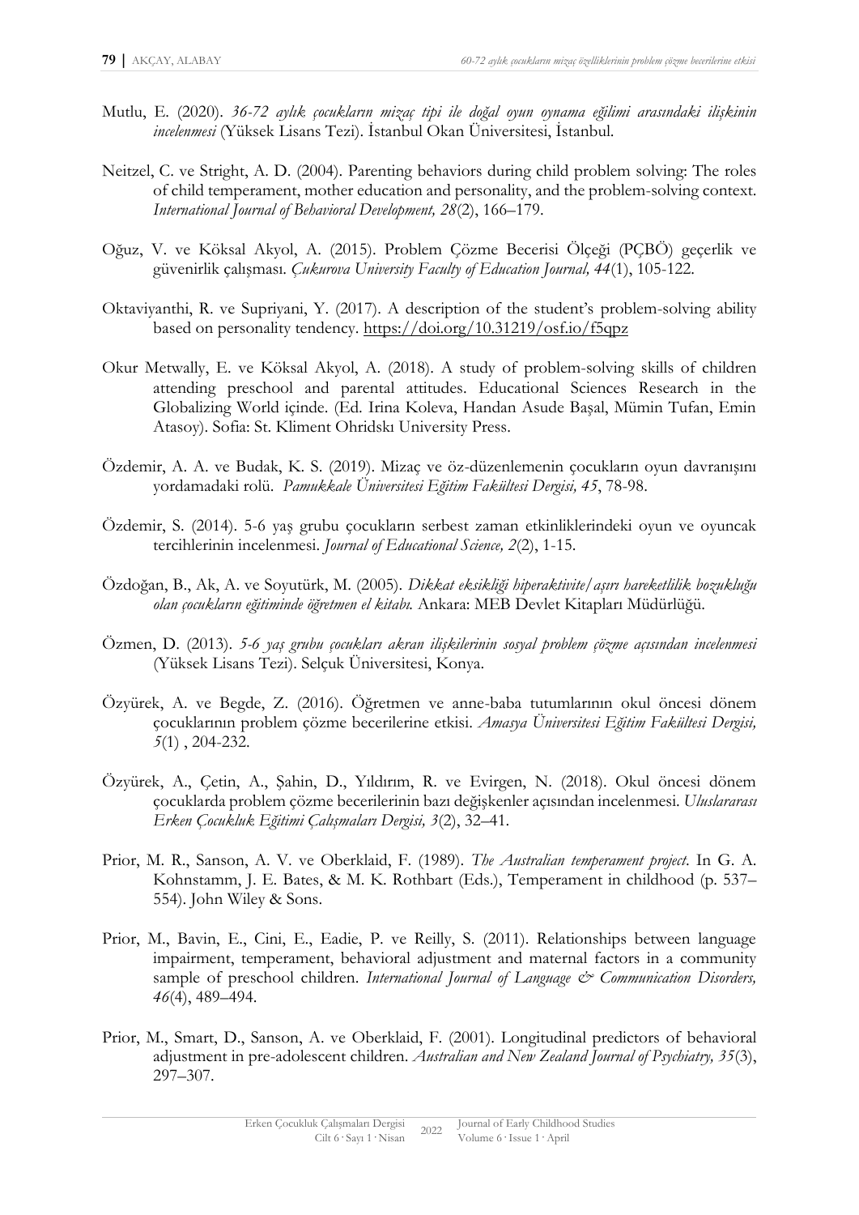Mutlu, E. (2020). *36-72 aylık çocukların mizaç tipi ile doğal oyun oynama eğilimi arasındaki ilişkinin incelenmesi* (Yüksek Lisans Tezi). İstanbul Okan Üniversitesi, İstanbul.

Neitzel, C. ve Stright, A. D. (2004). Parenting behaviors during child problem solving: The roles of child temperament, mother education and personality, and the problem-solving context. *International Journal of Behavioral Development, 28*(2), 166–179.

Oğuz, V. ve Köksal Akyol, A. (2015). Problem Çözme Becerisi Ölçeği (PÇBÖ) geçerlik ve güvenirlik çalışması. *Çukurova University Faculty of Education Journal, 44*(1), 105-122.

Oktaviyanthi, R. ve Supriyani, Y. (2017). A description of the student's problem-solving ability based on personality tendency. https://doi.org/10.31219/osf.io/f5qpz

Okur Metwally, E. ve Köksal Akyol, A. (2018). A study of problem-solving skills of children attending preschool and parental attitudes. Educational Sciences Research in the Globalizing World içinde. (Ed. Irina Koleva, Handan Asude Başal, Mümin Tufan, Emin Atasoy). Sofia: St. Kliment Ohridskı University Press.

Özdemir, A. A. ve Budak, K. S. (2019). Mizaç ve öz-düzenlemenin çocukların oyun davranışını yordamadaki rolü. *Pamukkale Üniversitesi Eğitim Fakültesi Dergisi, 45*, 78-98.

Özdemir, S. (2014). 5-6 yaş grubu çocukların serbest zaman etkinliklerindeki oyun ve oyuncak tercihlerinin incelenmesi. *Journal of Educational Science, 2*(2), 1-15.

Özdoğan, B., Ak, A. ve Soyutürk, M. (2005). *Dikkat eksikliği hiperaktivite/aşırı hareketlilik bozukluğu olan çocukların eğitiminde öğretmen el kitabı.* Ankara: MEB Devlet Kitapları Müdürlüğü.

Özmen, D. (2013). *5-6 yaş grubu çocukları akran ilişkilerinin sosyal problem çözme açısından incelenmesi* (Yüksek Lisans Tezi). Selçuk Üniversitesi, Konya.

Özyürek, A. ve Begde, Z. (2016). Öğretmen ve anne-baba tutumlarının okul öncesi dönem çocuklarının problem çözme becerilerine etkisi. *Amasya Üniversitesi Eğitim Fakültesi Dergisi, 5*(1) , 204-232.

Özyürek, A., Çetin, A., Şahin, D., Yıldırım, R. ve Evirgen, N. (2018). Okul öncesi dönem çocuklarda problem çözme becerilerinin bazı değişkenler açısından incelenmesi. *Uluslararası Erken Çocukluk Eğitimi Çalışmaları Dergisi, 3*(2), 32–41.

Prior, M. R., Sanson, A. V. ve Oberklaid, F. (1989). *The Australian temperament project*. In G. A. Kohnstamm, J. E. Bates, & M. K. Rothbart (Eds.), Temperament in childhood (p. 537–554). John Wiley & Sons.

Prior, M., Bavin, E., Cini, E., Eadie, P. ve Reilly, S. (2011). Relationships between language impairment, temperament, behavioral adjustment and maternal factors in a community sample of preschool children. *International Journal of Language & Communication Disorders, 46*(4), 489–494.

Prior, M., Smart, D., Sanson, A. ve Oberklaid, F. (2001). Longitudinal predictors of behavioral adjustment in pre-adolescent children. *Australian and New Zealand Journal of Psychiatry, 35*(3), 297–307.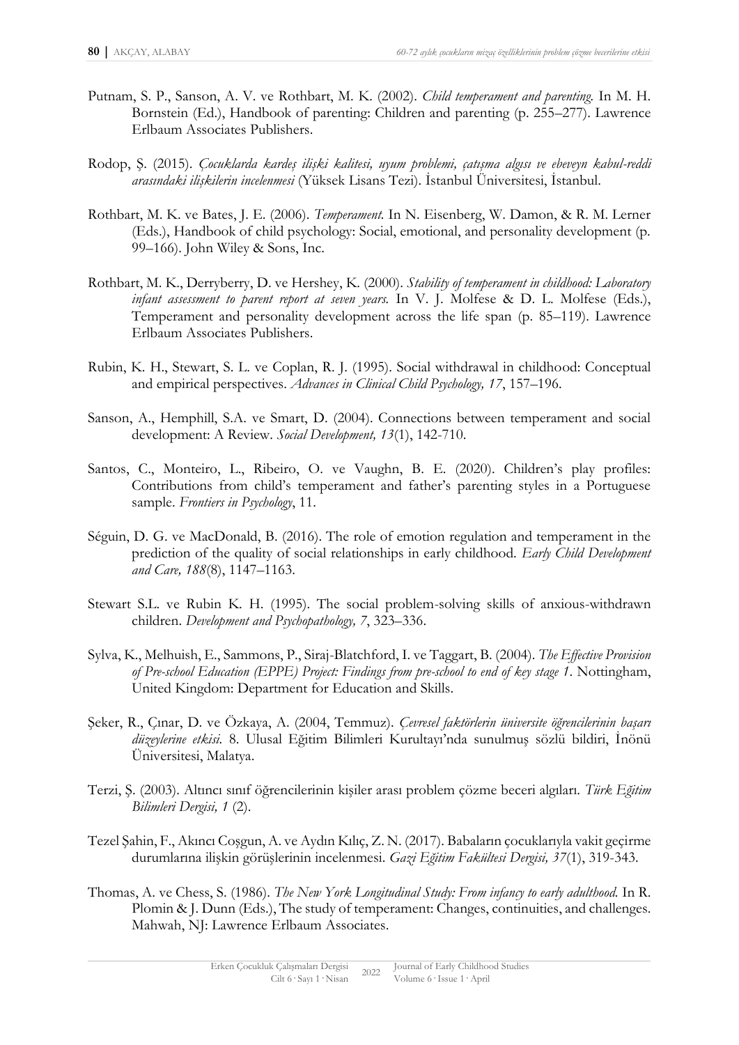Putnam, S. P., Sanson, A. V. ve Rothbart, M. K. (2002). *Child temperament and parenting.* In M. H. Bornstein (Ed.), Handbook of parenting: Children and parenting (p. 255–277). Lawrence Erlbaum Associates Publishers.

Rodop, Ş. (2015). *Çocuklarda kardeş ilişki kalitesi, uyum problemi, çatışma algısı ve ebeveyn kabul-reddi arasındaki ilişkilerin incelenmesi* (Yüksek Lisans Tezi). İstanbul Üniversitesi, İstanbul.

Rothbart, M. K. ve Bates, J. E. (2006). *Temperament.* In N. Eisenberg, W. Damon, & R. M. Lerner (Eds.), Handbook of child psychology: Social, emotional, and personality development (p. 99–166). John Wiley & Sons, Inc.

Rothbart, M. K., Derryberry, D. ve Hershey, K. (2000). *Stability of temperament in childhood: Laboratory infant assessment to parent report at seven years.* In V. J. Molfese & D. L. Molfese (Eds.), Temperament and personality development across the life span (p. 85–119). Lawrence Erlbaum Associates Publishers.

Rubin, K. H., Stewart, S. L. ve Coplan, R. J. (1995). Social withdrawal in childhood: Conceptual and empirical perspectives. *Advances in Clinical Child Psychology, 17*, 157–196.

Sanson, A., Hemphill, S.A. ve Smart, D. (2004). Connections between temperament and social development: A Review. *Social Development, 13*(1), 142-710.

Santos, C., Monteiro, L., Ribeiro, O. ve Vaughn, B. E. (2020). Children's play profiles: Contributions from child's temperament and father's parenting styles in a Portuguese sample. *Frontiers in Psychology*, 11.

Séguin, D. G. ve MacDonald, B. (2016). The role of emotion regulation and temperament in the prediction of the quality of social relationships in early childhood. *Early Child Development and Care, 188*(8), 1147–1163.

Stewart S.L. ve Rubin K. H. (1995). The social problem-solving skills of anxious-withdrawn children. *Development and Psychopathology, 7*, 323–336.

Sylva, K., Melhuish, E., Sammons, P., Siraj-Blatchford, I. ve Taggart, B. (2004). *The Effective Provision of Pre-school Education (EPPE) Project: Findings from pre-school to end of key stage 1*. Nottingham, United Kingdom: Department for Education and Skills.

Şeker, R., Çınar, D. ve Özkaya, A. (2004, Temmuz). *Çevresel faktörlerin üniversite öğrencilerinin başarı düzeylerine etkisi.* 8. Ulusal Eğitim Bilimleri Kurultayı'nda sunulmuş sözlü bildiri, İnönü Üniversitesi, Malatya.

Terzi, Ş. (2003). Altıncı sınıf öğrencilerinin kişiler arası problem çözme beceri algıları. *Türk Eğitim Bilimleri Dergisi, 1* (2).

Tezel Şahin, F., Akıncı Coşgun, A. ve Aydın Kılıç, Z. N. (2017). Babaların çocuklarıyla vakit geçirme durumlarına ilişkin görüşlerinin incelenmesi. *Gazi Eğitim Fakültesi Dergisi, 37*(1), 319-343.

Thomas, A. ve Chess, S. (1986). *The New York Longitudinal Study: From infancy to early adulthood.* In R. Plomin & J. Dunn (Eds.), The study of temperament: Changes, continuities, and challenges. Mahwah, NJ: Lawrence Erlbaum Associates.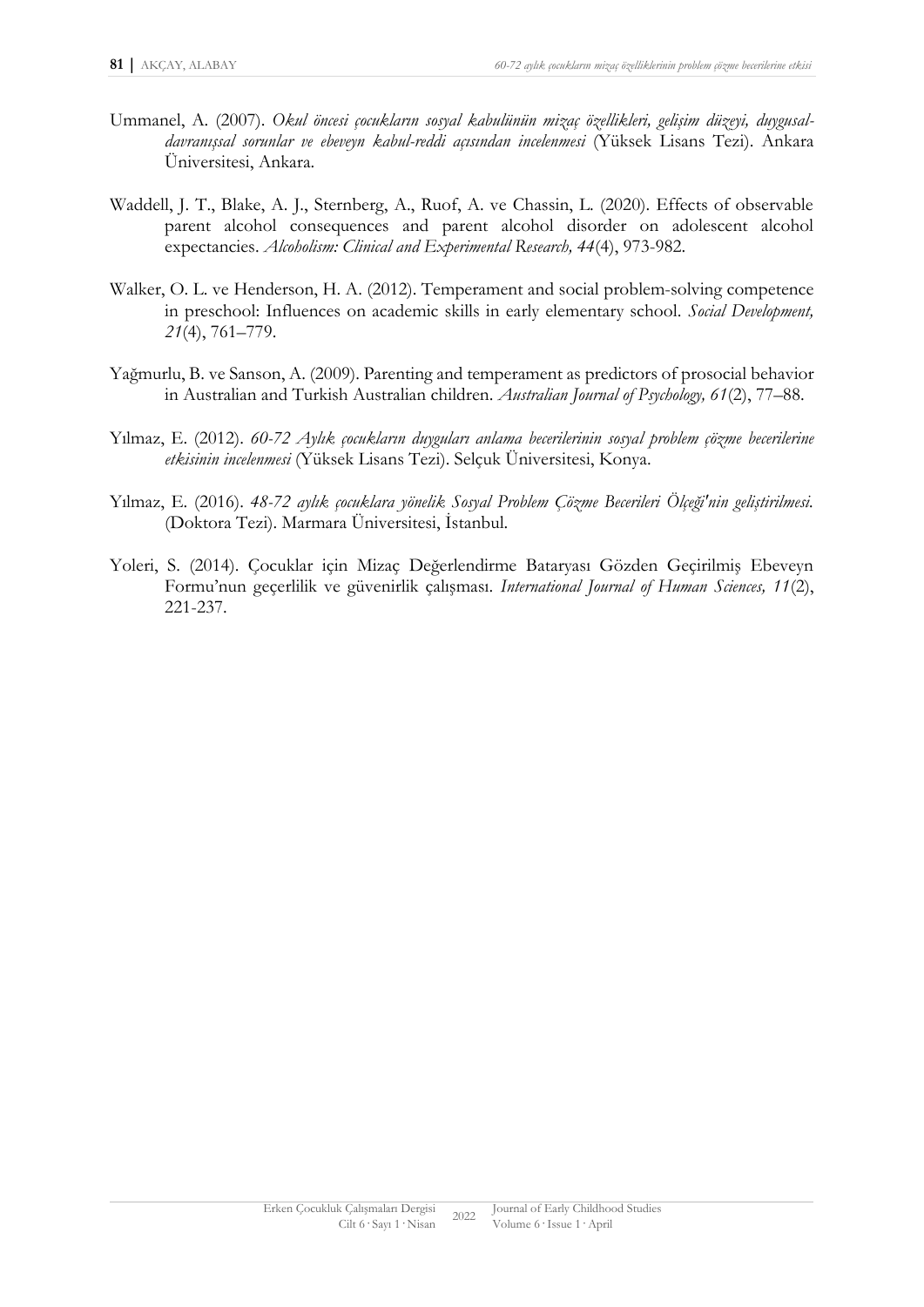Ummanel, A. (2007). *Okul öncesi çocukların sosyal kabulünün mizaç özellikleri, gelişim düzeyi, duygusal-davranışsal sorunlar ve ebeveyn kabul-reddi açısından incelenmesi* (Yüksek Lisans Tezi). Ankara Üniversitesi, Ankara.

Waddell, J. T., Blake, A. J., Sternberg, A., Ruof, A. ve Chassin, L. (2020). Effects of observable parent alcohol consequences and parent alcohol disorder on adolescent alcohol expectancies. *Alcoholism: Clinical and Experimental Research, 44*(4), 973-982.

Walker, O. L. ve Henderson, H. A. (2012). Temperament and social problem-solving competence in preschool: Influences on academic skills in early elementary school. *Social Development, 21*(4), 761–779.

Yağmurlu, B. ve Sanson, A. (2009). Parenting and temperament as predictors of prosocial behavior in Australian and Turkish Australian children. *Australian Journal of Psychology, 61*(2), 77–88.

Yılmaz, E. (2012). *60-72 Aylık çocukların duyguları anlama becerilerinin sosyal problem çözme becerilerine etkisinin incelenmesi* (Yüksek Lisans Tezi). Selçuk Üniversitesi, Konya.

Yılmaz, E. (2016). *48-72 aylık çocuklara yönelik Sosyal Problem Çözme Becerileri Ölçeği'nin geliştirilmesi.* (Doktora Tezi). Marmara Üniversitesi, İstanbul.

Yoleri, S. (2014). Çocuklar için Mizaç Değerlendirme Bataryası Gözden Geçirilmiş Ebeveyn Formu'nun geçerlilik ve güvenirlik çalışması. *International Journal of Human Sciences, 11*(2), 221-237.